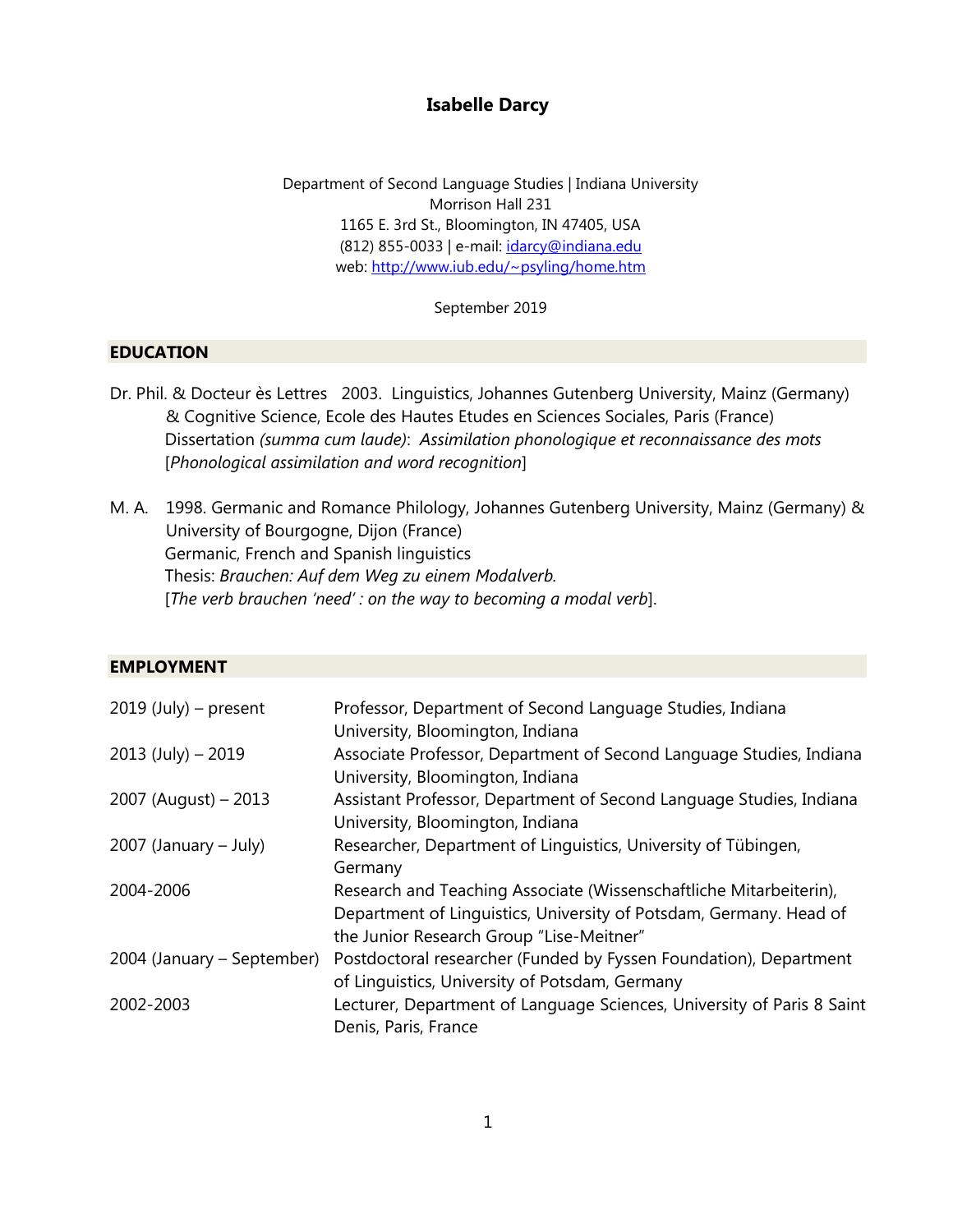# Isabelle Darcy

Department of Second Language Studies | Indiana University
Morrison Hall 231
1165 E. 3rd St., Bloomington, IN 47405, USA
(812) 855-0033 | e-mail: idarcy@indiana.edu
web: http://www.iub.edu/~psyling/home.htm

September 2019

## EDUCATION

Dr. Phil. & Docteur ès Lettres 2003. Linguistics, Johannes Gutenberg University, Mainz (Germany) & Cognitive Science, Ecole des Hautes Etudes en Sciences Sociales, Paris (France)
Dissertation *(summa cum laude)*: *Assimilation phonologique et reconnaissance des mots* [*Phonological assimilation and word recognition*]

M. A. 1998. Germanic and Romance Philology, Johannes Gutenberg University, Mainz (Germany) & University of Bourgogne, Dijon (France)
Germanic, French and Spanish linguistics
Thesis: *Brauchen: Auf dem Weg zu einem Modalverb.*
[*The verb brauchen 'need' : on the way to becoming a modal verb*].

## EMPLOYMENT

| | |
|---|---|
| 2019 (July) – present | Professor, Department of Second Language Studies, Indiana University, Bloomington, Indiana |
| 2013 (July) – 2019 | Associate Professor, Department of Second Language Studies, Indiana University, Bloomington, Indiana |
| 2007 (August) – 2013 | Assistant Professor, Department of Second Language Studies, Indiana University, Bloomington, Indiana |
| 2007 (January – July) | Researcher, Department of Linguistics, University of Tübingen, Germany |
| 2004-2006 | Research and Teaching Associate (Wissenschaftliche Mitarbeiterin), Department of Linguistics, University of Potsdam, Germany. Head of the Junior Research Group "Lise-Meitner" |
| 2004 (January – September) | Postdoctoral researcher (Funded by Fyssen Foundation), Department of Linguistics, University of Potsdam, Germany |
| 2002-2003 | Lecturer, Department of Language Sciences, University of Paris 8 Saint Denis, Paris, France |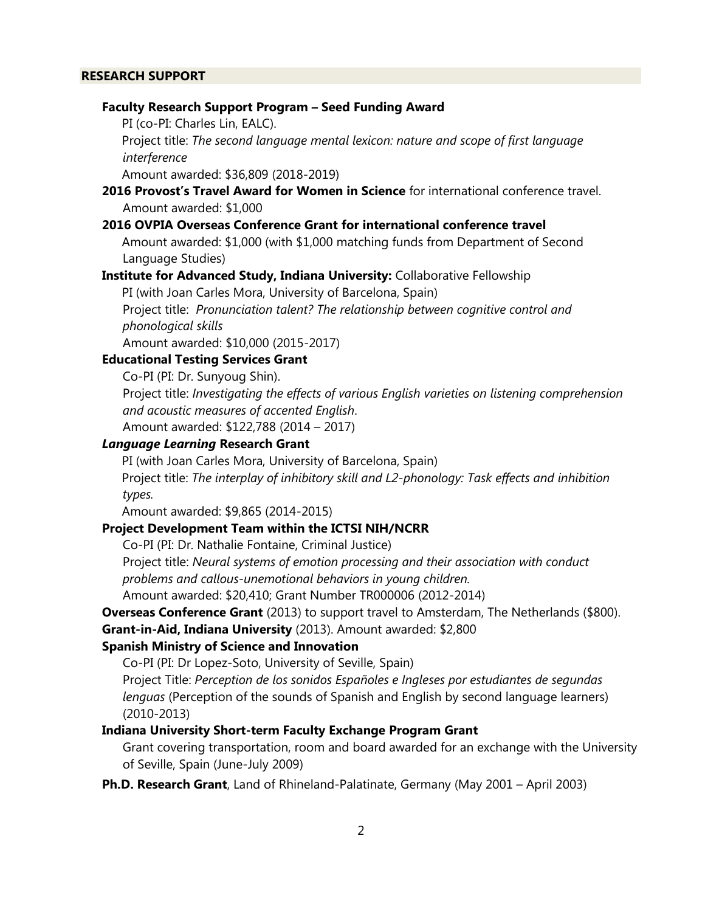## RESEARCH SUPPORT

**Faculty Research Support Program – Seed Funding Award**
PI (co-PI: Charles Lin, EALC).
Project title: *The second language mental lexicon: nature and scope of first language interference*
Amount awarded: $36,809 (2018-2019)

**2016 Provost's Travel Award for Women in Science** for international conference travel.
Amount awarded: $1,000

**2016 OVPIA Overseas Conference Grant for international conference travel**
Amount awarded: $1,000 (with $1,000 matching funds from Department of Second Language Studies)

**Institute for Advanced Study, Indiana University:** Collaborative Fellowship
PI (with Joan Carles Mora, University of Barcelona, Spain)
Project title: *Pronunciation talent? The relationship between cognitive control and phonological skills*
Amount awarded: $10,000 (2015-2017)

**Educational Testing Services Grant**
Co-PI (PI: Dr. Sunyoug Shin).
Project title: *Investigating the effects of various English varieties on listening comprehension and acoustic measures of accented English*.
Amount awarded: $122,788 (2014 – 2017)

***Language Learning* Research Grant**
PI (with Joan Carles Mora, University of Barcelona, Spain)
Project title: *The interplay of inhibitory skill and L2-phonology: Task effects and inhibition types.*
Amount awarded: $9,865 (2014-2015)

**Project Development Team within the ICTSI NIH/NCRR**
Co-PI (PI: Dr. Nathalie Fontaine, Criminal Justice)
Project title: *Neural systems of emotion processing and their association with conduct problems and callous-unemotional behaviors in young children.*
Amount awarded: $20,410; Grant Number TR000006 (2012-2014)

**Overseas Conference Grant** (2013) to support travel to Amsterdam, The Netherlands ($800).

**Grant-in-Aid, Indiana University** (2013). Amount awarded: $2,800

**Spanish Ministry of Science and Innovation**
Co-PI (PI: Dr Lopez-Soto, University of Seville, Spain)
Project Title: *Perception de los sonidos Españoles e Ingleses por estudiantes de segundas lenguas* (Perception of the sounds of Spanish and English by second language learners) (2010-2013)

**Indiana University Short-term Faculty Exchange Program Grant**
Grant covering transportation, room and board awarded for an exchange with the University of Seville, Spain (June-July 2009)

**Ph.D. Research Grant**, Land of Rhineland-Palatinate, Germany (May 2001 – April 2003)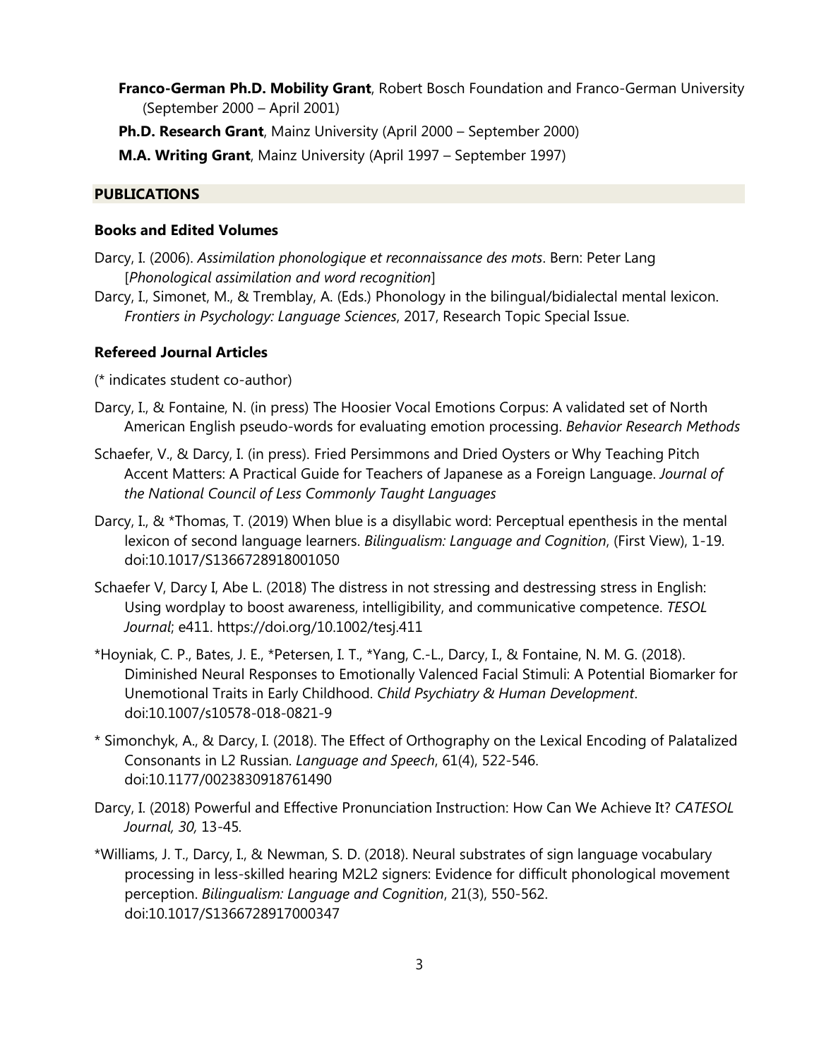**Franco-German Ph.D. Mobility Grant**, Robert Bosch Foundation and Franco-German University (September 2000 – April 2001)

**Ph.D. Research Grant**, Mainz University (April 2000 – September 2000)

**M.A. Writing Grant**, Mainz University (April 1997 – September 1997)

## PUBLICATIONS

### Books and Edited Volumes

Darcy, I. (2006). *Assimilation phonologique et reconnaissance des mots*. Bern: Peter Lang [*Phonological assimilation and word recognition*]

Darcy, I., Simonet, M., & Tremblay, A. (Eds.) Phonology in the bilingual/bidialectal mental lexicon. *Frontiers in Psychology: Language Sciences*, 2017, Research Topic Special Issue.

### Refereed Journal Articles

(* indicates student co-author)

Darcy, I., & Fontaine, N. (in press) The Hoosier Vocal Emotions Corpus: A validated set of North American English pseudo-words for evaluating emotion processing. *Behavior Research Methods*

Schaefer, V., & Darcy, I. (in press). Fried Persimmons and Dried Oysters or Why Teaching Pitch Accent Matters: A Practical Guide for Teachers of Japanese as a Foreign Language. *Journal of the National Council of Less Commonly Taught Languages*

Darcy, I., & *Thomas, T. (2019) When blue is a disyllabic word: Perceptual epenthesis in the mental lexicon of second language learners. *Bilingualism: Language and Cognition*, (First View), 1-19. doi:10.1017/S1366728918001050

Schaefer V, Darcy I, Abe L. (2018) The distress in not stressing and destressing stress in English: Using wordplay to boost awareness, intelligibility, and communicative competence. *TESOL Journal*; e411. https://doi.org/10.1002/tesj.411

*Hoyniak, C. P., Bates, J. E., *Petersen, I. T., *Yang, C.-L., Darcy, I., & Fontaine, N. M. G. (2018). Diminished Neural Responses to Emotionally Valenced Facial Stimuli: A Potential Biomarker for Unemotional Traits in Early Childhood. *Child Psychiatry & Human Development*. doi:10.1007/s10578-018-0821-9

* Simonchyk, A., & Darcy, I. (2018). The Effect of Orthography on the Lexical Encoding of Palatalized Consonants in L2 Russian. *Language and Speech*, 61(4), 522-546. doi:10.1177/0023830918761490

Darcy, I. (2018) Powerful and Effective Pronunciation Instruction: How Can We Achieve It? *CATESOL Journal, 30,* 13-45.

*Williams, J. T., Darcy, I., & Newman, S. D. (2018). Neural substrates of sign language vocabulary processing in less-skilled hearing M2L2 signers: Evidence for difficult phonological movement perception. *Bilingualism: Language and Cognition*, 21(3), 550-562. doi:10.1017/S1366728917000347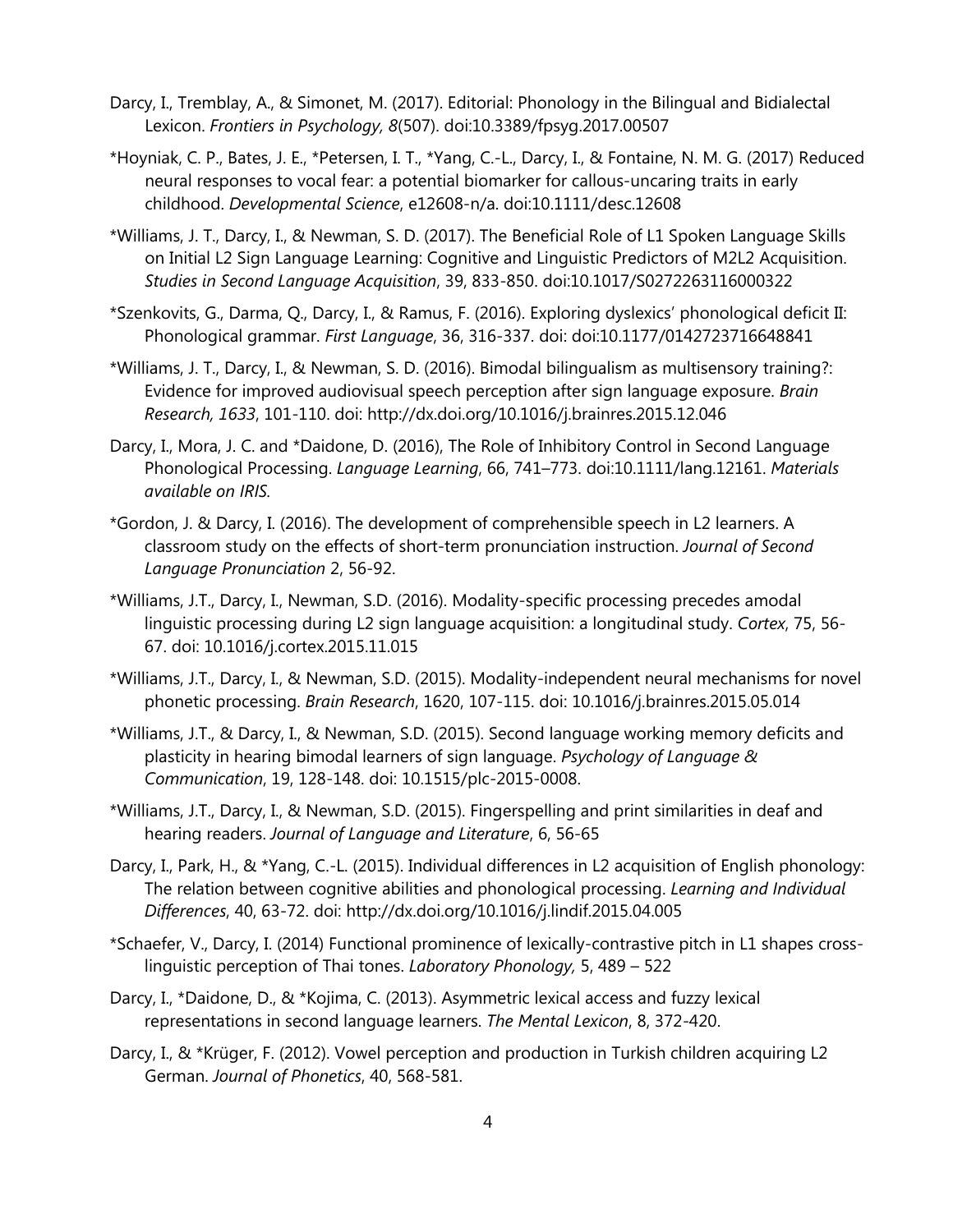Darcy, I., Tremblay, A., & Simonet, M. (2017). Editorial: Phonology in the Bilingual and Bidialectal Lexicon. *Frontiers in Psychology, 8*(507). doi:10.3389/fpsyg.2017.00507

*Hoyniak, C. P., Bates, J. E., *Petersen, I. T., *Yang, C.-L., Darcy, I., & Fontaine, N. M. G. (2017) Reduced neural responses to vocal fear: a potential biomarker for callous-uncaring traits in early childhood. *Developmental Science*, e12608-n/a. doi:10.1111/desc.12608

*Williams, J. T., Darcy, I., & Newman, S. D. (2017). The Beneficial Role of L1 Spoken Language Skills on Initial L2 Sign Language Learning: Cognitive and Linguistic Predictors of M2L2 Acquisition. *Studies in Second Language Acquisition*, 39, 833-850. doi:10.1017/S0272263116000322

*Szenkovits, G., Darma, Q., Darcy, I., & Ramus, F. (2016). Exploring dyslexics' phonological deficit II: Phonological grammar. *First Language*, 36, 316-337. doi: doi:10.1177/0142723716648841

*Williams, J. T., Darcy, I., & Newman, S. D. (2016). Bimodal bilingualism as multisensory training?: Evidence for improved audiovisual speech perception after sign language exposure. *Brain Research, 1633*, 101-110. doi: http://dx.doi.org/10.1016/j.brainres.2015.12.046

Darcy, I., Mora, J. C. and *Daidone, D. (2016), The Role of Inhibitory Control in Second Language Phonological Processing. *Language Learning*, 66, 741–773. doi:10.1111/lang.12161. *Materials available on IRIS.*

*Gordon, J. & Darcy, I. (2016). The development of comprehensible speech in L2 learners. A classroom study on the effects of short-term pronunciation instruction. *Journal of Second Language Pronunciation* 2, 56-92.

*Williams, J.T., Darcy, I., Newman, S.D. (2016). Modality-specific processing precedes amodal linguistic processing during L2 sign language acquisition: a longitudinal study. *Cortex*, 75, 56-67. doi: 10.1016/j.cortex.2015.11.015

*Williams, J.T., Darcy, I., & Newman, S.D. (2015). Modality-independent neural mechanisms for novel phonetic processing. *Brain Research*, 1620, 107-115. doi: 10.1016/j.brainres.2015.05.014

*Williams, J.T., & Darcy, I., & Newman, S.D. (2015). Second language working memory deficits and plasticity in hearing bimodal learners of sign language. *Psychology of Language & Communication*, 19, 128-148. doi: 10.1515/plc-2015-0008.

*Williams, J.T., Darcy, I., & Newman, S.D. (2015). Fingerspelling and print similarities in deaf and hearing readers. *Journal of Language and Literature*, 6, 56-65

Darcy, I., Park, H., & *Yang, C.-L. (2015). Individual differences in L2 acquisition of English phonology: The relation between cognitive abilities and phonological processing. *Learning and Individual Differences*, 40, 63-72. doi: http://dx.doi.org/10.1016/j.lindif.2015.04.005

*Schaefer, V., Darcy, I. (2014) Functional prominence of lexically-contrastive pitch in L1 shapes cross-linguistic perception of Thai tones. *Laboratory Phonology,* 5, 489 – 522

Darcy, I., *Daidone, D., & *Kojima, C. (2013). Asymmetric lexical access and fuzzy lexical representations in second language learners. *The Mental Lexicon*, 8, 372-420.

Darcy, I., & *Krüger, F. (2012). Vowel perception and production in Turkish children acquiring L2 German. *Journal of Phonetics*, 40, 568-581.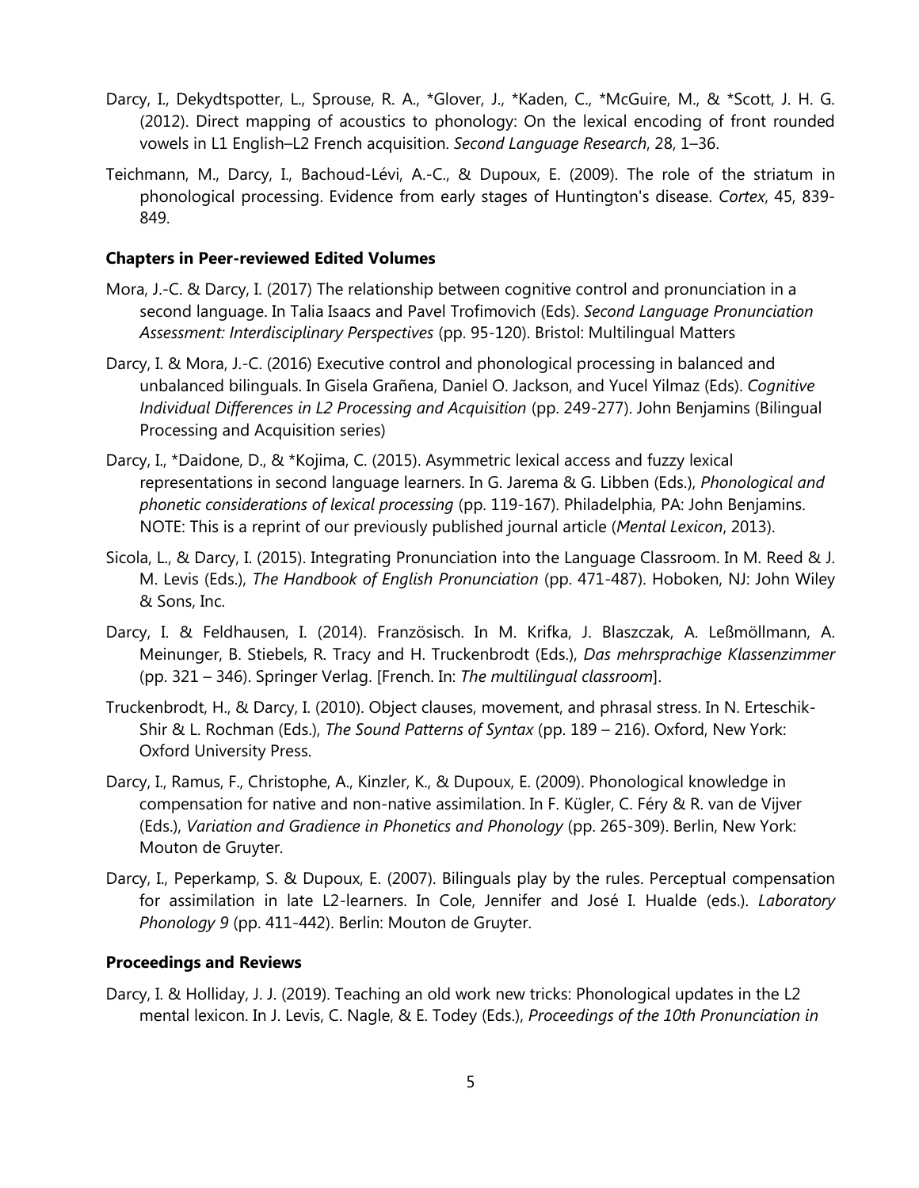Darcy, I., Dekydtspotter, L., Sprouse, R. A., *Glover, J., *Kaden, C., *McGuire, M., & *Scott, J. H. G. (2012). Direct mapping of acoustics to phonology: On the lexical encoding of front rounded vowels in L1 English–L2 French acquisition. *Second Language Research*, 28, 1–36.

Teichmann, M., Darcy, I., Bachoud-Lévi, A.-C., & Dupoux, E. (2009). The role of the striatum in phonological processing. Evidence from early stages of Huntington's disease. *Cortex*, 45, 839-849.

**Chapters in Peer-reviewed Edited Volumes**

Mora, J.-C. & Darcy, I. (2017) The relationship between cognitive control and pronunciation in a second language. In Talia Isaacs and Pavel Trofimovich (Eds). *Second Language Pronunciation Assessment: Interdisciplinary Perspectives* (pp. 95-120). Bristol: Multilingual Matters

Darcy, I. & Mora, J.-C. (2016) Executive control and phonological processing in balanced and unbalanced bilinguals. In Gisela Grañena, Daniel O. Jackson, and Yucel Yilmaz (Eds). *Cognitive Individual Differences in L2 Processing and Acquisition* (pp. 249-277). John Benjamins (Bilingual Processing and Acquisition series)

Darcy, I., *Daidone, D., & *Kojima, C. (2015). Asymmetric lexical access and fuzzy lexical representations in second language learners. In G. Jarema & G. Libben (Eds.), *Phonological and phonetic considerations of lexical processing* (pp. 119-167). Philadelphia, PA: John Benjamins. NOTE: This is a reprint of our previously published journal article (*Mental Lexicon*, 2013).

Sicola, L., & Darcy, I. (2015). Integrating Pronunciation into the Language Classroom. In M. Reed & J. M. Levis (Eds.), *The Handbook of English Pronunciation* (pp. 471-487). Hoboken, NJ: John Wiley & Sons, Inc.

Darcy, I. & Feldhausen, I. (2014). Französisch. In M. Krifka, J. Blaszczak, A. Leßmöllmann, A. Meinunger, B. Stiebels, R. Tracy and H. Truckenbrodt (Eds.), *Das mehrsprachige Klassenzimmer* (pp. 321 – 346). Springer Verlag. [French. In: *The multilingual classroom*].

Truckenbrodt, H., & Darcy, I. (2010). Object clauses, movement, and phrasal stress. In N. Erteschik-Shir & L. Rochman (Eds.), *The Sound Patterns of Syntax* (pp. 189 – 216). Oxford, New York: Oxford University Press.

Darcy, I., Ramus, F., Christophe, A., Kinzler, K., & Dupoux, E. (2009). Phonological knowledge in compensation for native and non-native assimilation. In F. Kügler, C. Féry & R. van de Vijver (Eds.), *Variation and Gradience in Phonetics and Phonology* (pp. 265-309). Berlin, New York: Mouton de Gruyter.

Darcy, I., Peperkamp, S. & Dupoux, E. (2007). Bilinguals play by the rules. Perceptual compensation for assimilation in late L2-learners. In Cole, Jennifer and José I. Hualde (eds.). *Laboratory Phonology 9* (pp. 411-442). Berlin: Mouton de Gruyter.

**Proceedings and Reviews**

Darcy, I. & Holliday, J. J. (2019). Teaching an old work new tricks: Phonological updates in the L2 mental lexicon. In J. Levis, C. Nagle, & E. Todey (Eds.), *Proceedings of the 10th Pronunciation in*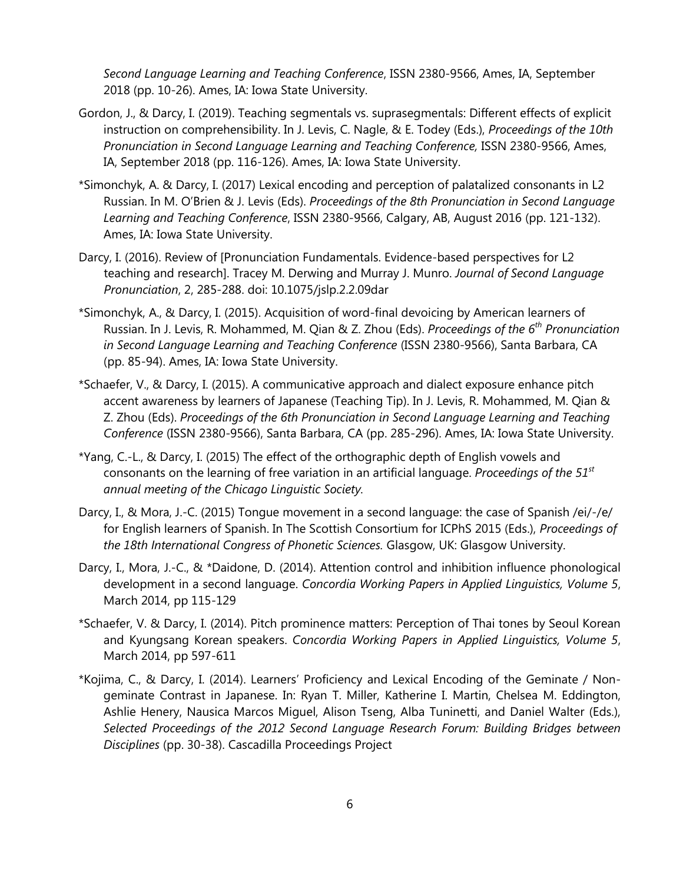*Second Language Learning and Teaching Conference*, ISSN 2380-9566, Ames, IA, September 2018 (pp. 10-26). Ames, IA: Iowa State University.

Gordon, J., & Darcy, I. (2019). Teaching segmentals vs. suprasegmentals: Different effects of explicit instruction on comprehensibility. In J. Levis, C. Nagle, & E. Todey (Eds.), *Proceedings of the 10th Pronunciation in Second Language Learning and Teaching Conference,* ISSN 2380-9566, Ames, IA, September 2018 (pp. 116-126). Ames, IA: Iowa State University.

*Simonchyk, A. & Darcy, I. (2017) Lexical encoding and perception of palatalized consonants in L2 Russian. In M. O'Brien & J. Levis (Eds). *Proceedings of the 8th Pronunciation in Second Language Learning and Teaching Conference*, ISSN 2380-9566, Calgary, AB, August 2016 (pp. 121-132). Ames, IA: Iowa State University.

Darcy, I. (2016). Review of [Pronunciation Fundamentals. Evidence-based perspectives for L2 teaching and research]. Tracey M. Derwing and Murray J. Munro. *Journal of Second Language Pronunciation*, 2, 285-288. doi: 10.1075/jslp.2.2.09dar

*Simonchyk, A., & Darcy, I. (2015). Acquisition of word-final devoicing by American learners of Russian. In J. Levis, R. Mohammed, M. Qian & Z. Zhou (Eds). *Proceedings of the 6th Pronunciation in Second Language Learning and Teaching Conference* (ISSN 2380-9566), Santa Barbara, CA (pp. 85-94). Ames, IA: Iowa State University.

*Schaefer, V., & Darcy, I. (2015). A communicative approach and dialect exposure enhance pitch accent awareness by learners of Japanese (Teaching Tip). In J. Levis, R. Mohammed, M. Qian & Z. Zhou (Eds). *Proceedings of the 6th Pronunciation in Second Language Learning and Teaching Conference* (ISSN 2380-9566), Santa Barbara, CA (pp. 285-296). Ames, IA: Iowa State University.

*Yang, C.-L., & Darcy, I. (2015) The effect of the orthographic depth of English vowels and consonants on the learning of free variation in an artificial language. *Proceedings of the 51st annual meeting of the Chicago Linguistic Society.*

Darcy, I., & Mora, J.-C. (2015) Tongue movement in a second language: the case of Spanish /ei/-/e/ for English learners of Spanish. In The Scottish Consortium for ICPhS 2015 (Eds.), *Proceedings of the 18th International Congress of Phonetic Sciences.* Glasgow, UK: Glasgow University.

Darcy, I., Mora, J.-C., & *Daidone, D. (2014). Attention control and inhibition influence phonological development in a second language. *Concordia Working Papers in Applied Linguistics, Volume 5*, March 2014, pp 115-129

*Schaefer, V. & Darcy, I. (2014). Pitch prominence matters: Perception of Thai tones by Seoul Korean and Kyungsang Korean speakers. *Concordia Working Papers in Applied Linguistics, Volume 5*, March 2014, pp 597-611

*Kojima, C., & Darcy, I. (2014). Learners' Proficiency and Lexical Encoding of the Geminate / Non-geminate Contrast in Japanese. In: Ryan T. Miller, Katherine I. Martin, Chelsea M. Eddington, Ashlie Henery, Nausica Marcos Miguel, Alison Tseng, Alba Tuninetti, and Daniel Walter (Eds.), *Selected Proceedings of the 2012 Second Language Research Forum: Building Bridges between Disciplines* (pp. 30-38). Cascadilla Proceedings Project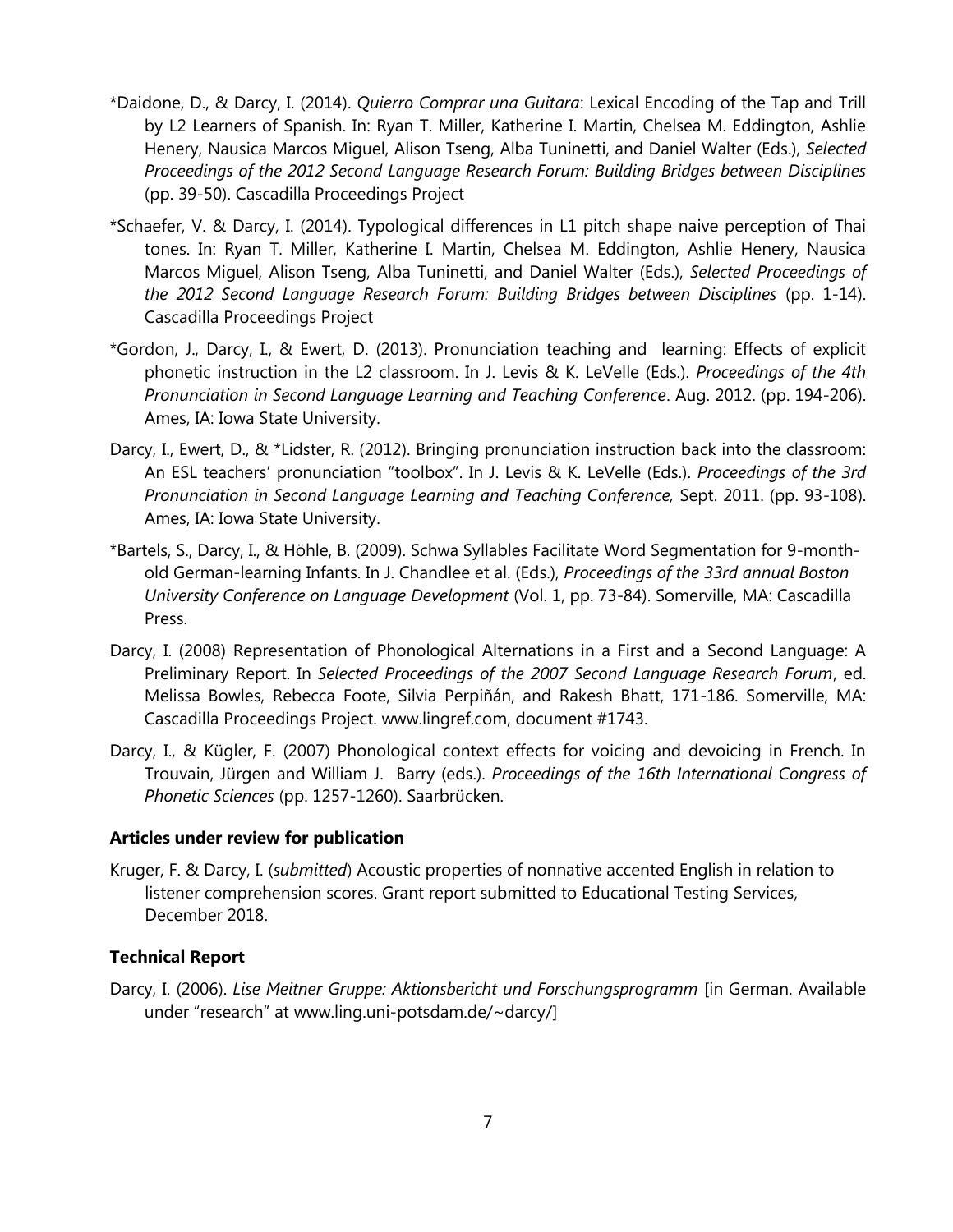*Daidone, D., & Darcy, I. (2014). *Quierro Comprar una Guitara*: Lexical Encoding of the Tap and Trill by L2 Learners of Spanish. In: Ryan T. Miller, Katherine I. Martin, Chelsea M. Eddington, Ashlie Henery, Nausica Marcos Miguel, Alison Tseng, Alba Tuninetti, and Daniel Walter (Eds.), *Selected Proceedings of the 2012 Second Language Research Forum: Building Bridges between Disciplines* (pp. 39-50). Cascadilla Proceedings Project

*Schaefer, V. & Darcy, I. (2014). Typological differences in L1 pitch shape naive perception of Thai tones. In: Ryan T. Miller, Katherine I. Martin, Chelsea M. Eddington, Ashlie Henery, Nausica Marcos Miguel, Alison Tseng, Alba Tuninetti, and Daniel Walter (Eds.), *Selected Proceedings of the 2012 Second Language Research Forum: Building Bridges between Disciplines* (pp. 1-14). Cascadilla Proceedings Project

*Gordon, J., Darcy, I., & Ewert, D. (2013). Pronunciation teaching and learning: Effects of explicit phonetic instruction in the L2 classroom. In J. Levis & K. LeVelle (Eds.). *Proceedings of the 4th Pronunciation in Second Language Learning and Teaching Conference*. Aug. 2012. (pp. 194-206). Ames, IA: Iowa State University.

Darcy, I., Ewert, D., & *Lidster, R. (2012). Bringing pronunciation instruction back into the classroom: An ESL teachers' pronunciation "toolbox". In J. Levis & K. LeVelle (Eds.). *Proceedings of the 3rd Pronunciation in Second Language Learning and Teaching Conference,* Sept. 2011. (pp. 93-108). Ames, IA: Iowa State University.

*Bartels, S., Darcy, I., & Höhle, B. (2009). Schwa Syllables Facilitate Word Segmentation for 9-month-old German-learning Infants. In J. Chandlee et al. (Eds.), *Proceedings of the 33rd annual Boston University Conference on Language Development* (Vol. 1, pp. 73-84). Somerville, MA: Cascadilla Press.

Darcy, I. (2008) Representation of Phonological Alternations in a First and a Second Language: A Preliminary Report. In *Selected Proceedings of the 2007 Second Language Research Forum*, ed. Melissa Bowles, Rebecca Foote, Silvia Perpiñán, and Rakesh Bhatt, 171-186. Somerville, MA: Cascadilla Proceedings Project. www.lingref.com, document #1743.

Darcy, I., & Kügler, F. (2007) Phonological context effects for voicing and devoicing in French. In Trouvain, Jürgen and William J. Barry (eds.). *Proceedings of the 16th International Congress of Phonetic Sciences* (pp. 1257-1260). Saarbrücken.

**Articles under review for publication**

Kruger, F. & Darcy, I. (*submitted*) Acoustic properties of nonnative accented English in relation to listener comprehension scores. Grant report submitted to Educational Testing Services, December 2018.

**Technical Report**

Darcy, I. (2006). *Lise Meitner Gruppe: Aktionsbericht und Forschungsprogramm* [in German. Available under "research" at www.ling.uni-potsdam.de/~darcy/]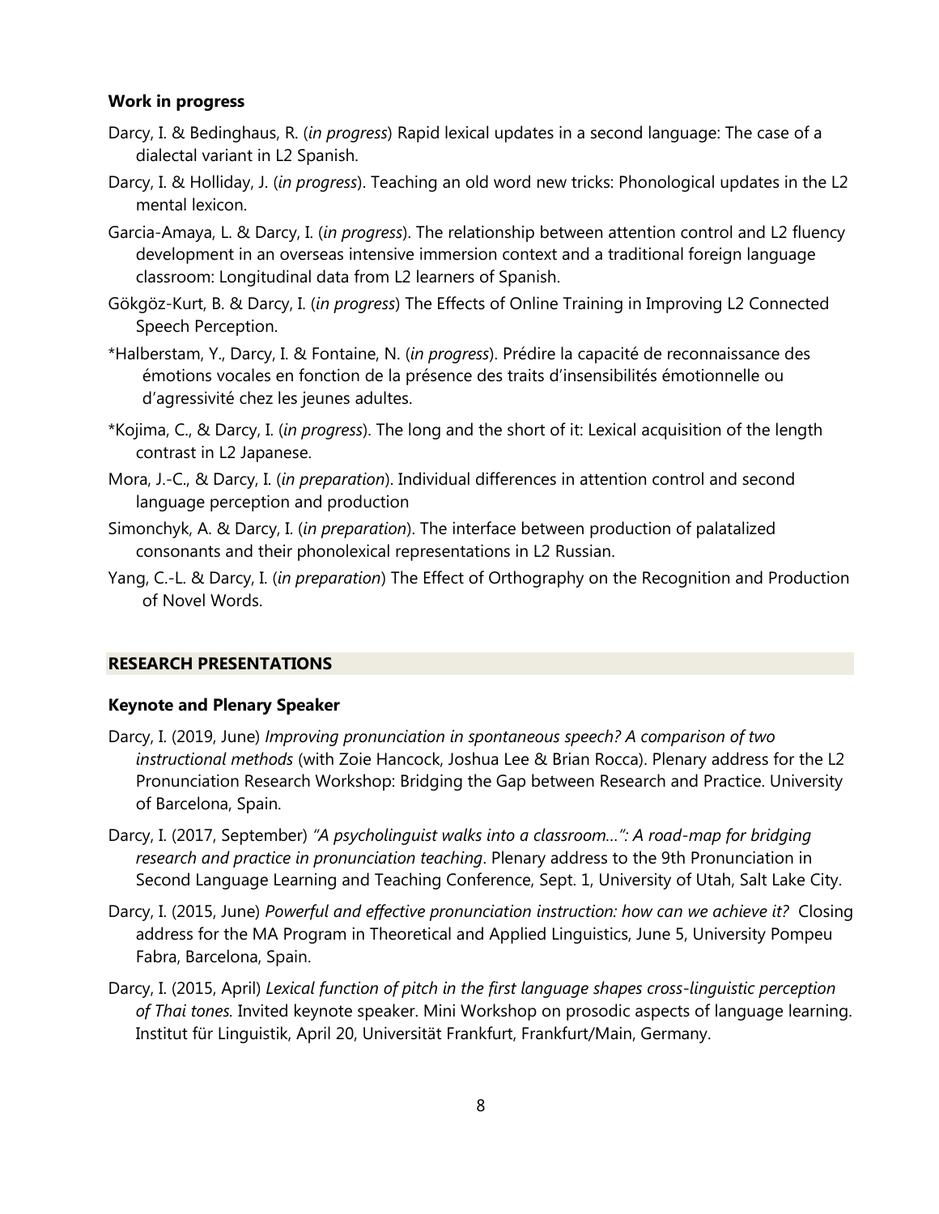### Work in progress

Darcy, I. & Bedinghaus, R. (*in progress*) Rapid lexical updates in a second language: The case of a dialectal variant in L2 Spanish.

Darcy, I. & Holliday, J. (*in progress*). Teaching an old word new tricks: Phonological updates in the L2 mental lexicon.

Garcia-Amaya, L. & Darcy, I. (*in progress*). The relationship between attention control and L2 fluency development in an overseas intensive immersion context and a traditional foreign language classroom: Longitudinal data from L2 learners of Spanish.

Gökgöz-Kurt, B. & Darcy, I. (*in progress*) The Effects of Online Training in Improving L2 Connected Speech Perception.

*Halberstam, Y., Darcy, I. & Fontaine, N. (*in progress*). Prédire la capacité de reconnaissance des émotions vocales en fonction de la présence des traits d'insensibilités émotionnelle ou d'agressivité chez les jeunes adultes.

*Kojima, C., & Darcy, I. (*in progress*). The long and the short of it: Lexical acquisition of the length contrast in L2 Japanese.

Mora, J.-C., & Darcy, I. (*in preparation*). Individual differences in attention control and second language perception and production

Simonchyk, A. & Darcy, I. (*in preparation*). The interface between production of palatalized consonants and their phonolexical representations in L2 Russian.

Yang, C.-L. & Darcy, I. (*in preparation*) The Effect of Orthography on the Recognition and Production of Novel Words.

## RESEARCH PRESENTATIONS

### Keynote and Plenary Speaker

Darcy, I. (2019, June) *Improving pronunciation in spontaneous speech? A comparison of two instructional methods* (with Zoie Hancock, Joshua Lee & Brian Rocca). Plenary address for the L2 Pronunciation Research Workshop: Bridging the Gap between Research and Practice. University of Barcelona, Spain.

Darcy, I. (2017, September) *"A psycholinguist walks into a classroom…": A road-map for bridging research and practice in pronunciation teaching*. Plenary address to the 9th Pronunciation in Second Language Learning and Teaching Conference, Sept. 1, University of Utah, Salt Lake City.

Darcy, I. (2015, June) *Powerful and effective pronunciation instruction: how can we achieve it?* Closing address for the MA Program in Theoretical and Applied Linguistics, June 5, University Pompeu Fabra, Barcelona, Spain.

Darcy, I. (2015, April) *Lexical function of pitch in the first language shapes cross-linguistic perception of Thai tones.* Invited keynote speaker. Mini Workshop on prosodic aspects of language learning. Institut für Linguistik, April 20, Universität Frankfurt, Frankfurt/Main, Germany.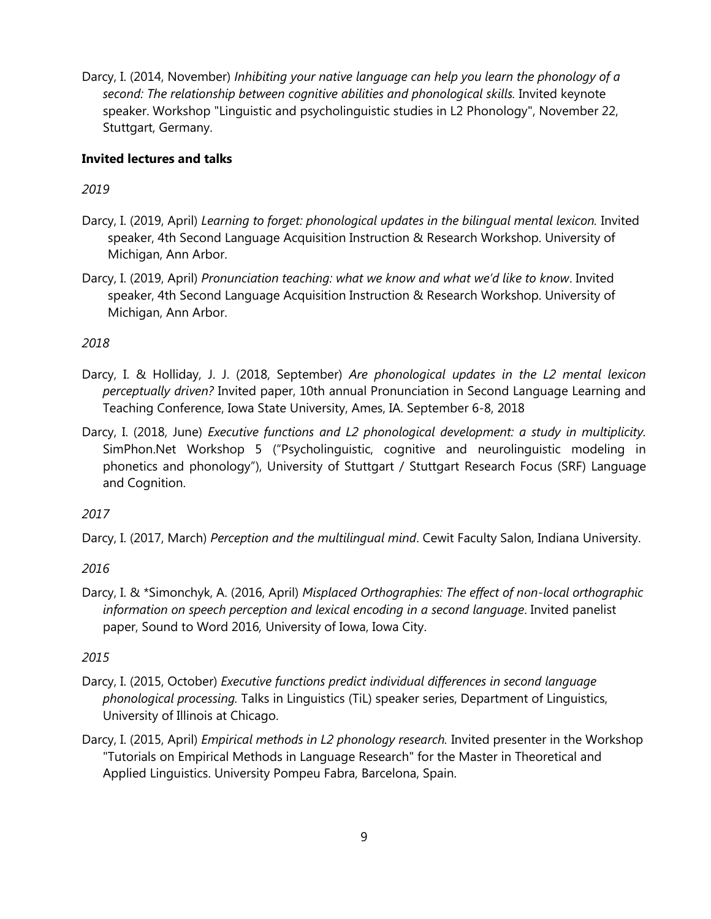Darcy, I. (2014, November) *Inhibiting your native language can help you learn the phonology of a second: The relationship between cognitive abilities and phonological skills.* Invited keynote speaker. Workshop "Linguistic and psycholinguistic studies in L2 Phonology", November 22, Stuttgart, Germany.

**Invited lectures and talks**

*2019*

Darcy, I. (2019, April) *Learning to forget: phonological updates in the bilingual mental lexicon.* Invited speaker, 4th Second Language Acquisition Instruction & Research Workshop. University of Michigan, Ann Arbor.

Darcy, I. (2019, April) *Pronunciation teaching: what we know and what we'd like to know*. Invited speaker, 4th Second Language Acquisition Instruction & Research Workshop. University of Michigan, Ann Arbor.

*2018*

Darcy, I. & Holliday, J. J. (2018, September) *Are phonological updates in the L2 mental lexicon perceptually driven?* Invited paper, 10th annual Pronunciation in Second Language Learning and Teaching Conference, Iowa State University, Ames, IA. September 6-8, 2018

Darcy, I. (2018, June) *Executive functions and L2 phonological development: a study in multiplicity*. SimPhon.Net Workshop 5 ("Psycholinguistic, cognitive and neurolinguistic modeling in phonetics and phonology"), University of Stuttgart / Stuttgart Research Focus (SRF) Language and Cognition.

*2017*

Darcy, I. (2017, March) *Perception and the multilingual mind*. Cewit Faculty Salon, Indiana University.

*2016*

Darcy, I. & *Simonchyk, A. (2016, April) *Misplaced Orthographies: The effect of non-local orthographic information on speech perception and lexical encoding in a second language*. Invited panelist paper, Sound to Word 2016*,* University of Iowa, Iowa City.

*2015*

Darcy, I. (2015, October) *Executive functions predict individual differences in second language phonological processing.* Talks in Linguistics (TiL) speaker series, Department of Linguistics, University of Illinois at Chicago.

Darcy, I. (2015, April) *Empirical methods in L2 phonology research.* Invited presenter in the Workshop "Tutorials on Empirical Methods in Language Research" for the Master in Theoretical and Applied Linguistics. University Pompeu Fabra, Barcelona, Spain.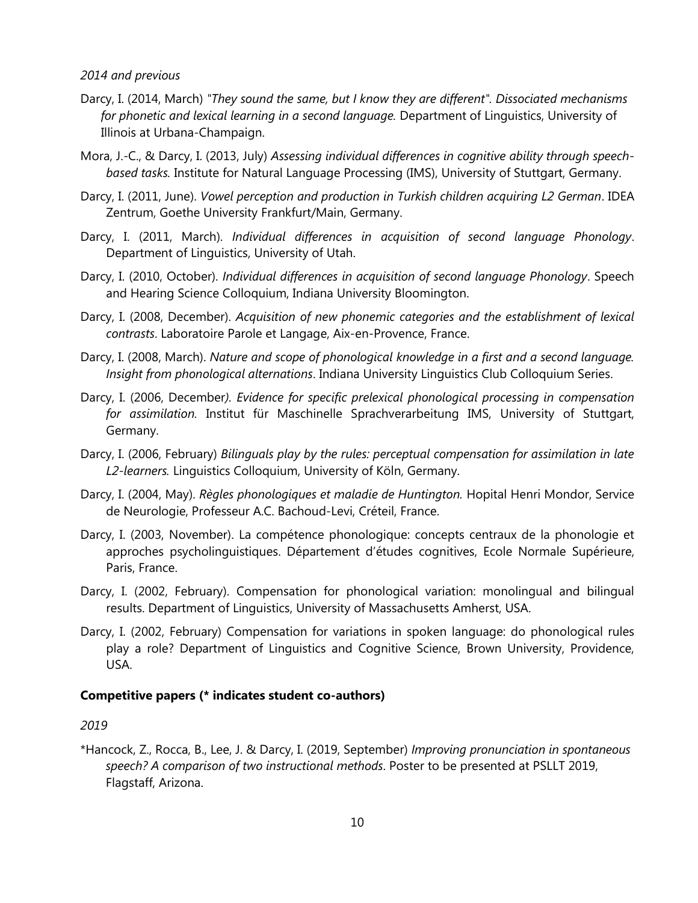*2014 and previous*

Darcy, I. (2014, March) *"They sound the same, but I know they are different". Dissociated mechanisms for phonetic and lexical learning in a second language.* Department of Linguistics, University of Illinois at Urbana-Champaign.

Mora, J.-C., & Darcy, I. (2013, July) *Assessing individual differences in cognitive ability through speech-based tasks.* Institute for Natural Language Processing (IMS), University of Stuttgart, Germany.

Darcy, I. (2011, June). *Vowel perception and production in Turkish children acquiring L2 German*. IDEA Zentrum, Goethe University Frankfurt/Main, Germany.

Darcy, I. (2011, March). *Individual differences in acquisition of second language Phonology*. Department of Linguistics, University of Utah.

Darcy, I. (2010, October). *Individual differences in acquisition of second language Phonology*. Speech and Hearing Science Colloquium, Indiana University Bloomington.

Darcy, I. (2008, December). *Acquisition of new phonemic categories and the establishment of lexical contrasts*. Laboratoire Parole et Langage, Aix-en-Provence, France.

Darcy, I. (2008, March). *Nature and scope of phonological knowledge in a first and a second language. Insight from phonological alternations*. Indiana University Linguistics Club Colloquium Series.

Darcy, I. (2006, December*). Evidence for specific prelexical phonological processing in compensation for assimilation.* Institut für Maschinelle Sprachverarbeitung IMS, University of Stuttgart, Germany.

Darcy, I. (2006, February) *Bilinguals play by the rules: perceptual compensation for assimilation in late L2-learners.* Linguistics Colloquium, University of Köln, Germany.

Darcy, I. (2004, May). *Règles phonologiques et maladie de Huntington.* Hopital Henri Mondor, Service de Neurologie, Professeur A.C. Bachoud-Levi, Créteil, France.

Darcy, I. (2003, November). La compétence phonologique: concepts centraux de la phonologie et approches psycholinguistiques. Département d'études cognitives, Ecole Normale Supérieure, Paris, France.

Darcy, I. (2002, February). Compensation for phonological variation: monolingual and bilingual results. Department of Linguistics, University of Massachusetts Amherst, USA.

Darcy, I. (2002, February) Compensation for variations in spoken language: do phonological rules play a role? Department of Linguistics and Cognitive Science, Brown University, Providence, USA.

**Competitive papers (* indicates student co-authors)**

*2019*

*Hancock, Z., Rocca, B., Lee, J. & Darcy, I. (2019, September) *Improving pronunciation in spontaneous speech? A comparison of two instructional methods*. Poster to be presented at PSLLT 2019, Flagstaff, Arizona.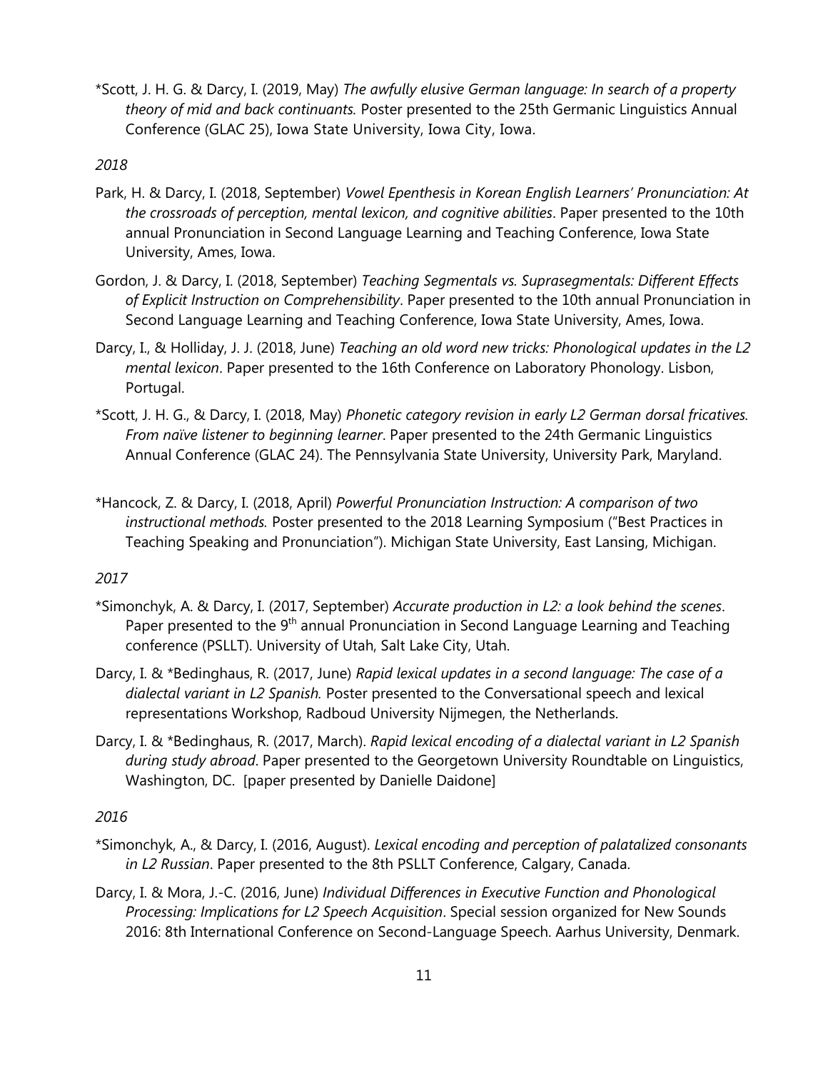*Scott, J. H. G. & Darcy, I. (2019, May) *The awfully elusive German language: In search of a property theory of mid and back continuants.* Poster presented to the 25th Germanic Linguistics Annual Conference (GLAC 25), Iowa State University, Iowa City, Iowa.

*2018*

Park, H. & Darcy, I. (2018, September) *Vowel Epenthesis in Korean English Learners' Pronunciation: At the crossroads of perception, mental lexicon, and cognitive abilities*. Paper presented to the 10th annual Pronunciation in Second Language Learning and Teaching Conference, Iowa State University, Ames, Iowa.

Gordon, J. & Darcy, I. (2018, September) *Teaching Segmentals vs. Suprasegmentals: Different Effects of Explicit Instruction on Comprehensibility*. Paper presented to the 10th annual Pronunciation in Second Language Learning and Teaching Conference, Iowa State University, Ames, Iowa.

Darcy, I., & Holliday, J. J. (2018, June) *Teaching an old word new tricks: Phonological updates in the L2 mental lexicon*. Paper presented to the 16th Conference on Laboratory Phonology. Lisbon, Portugal.

*Scott, J. H. G., & Darcy, I. (2018, May) *Phonetic category revision in early L2 German dorsal fricatives. From naïve listener to beginning learner*. Paper presented to the 24th Germanic Linguistics Annual Conference (GLAC 24). The Pennsylvania State University, University Park, Maryland.

*Hancock, Z. & Darcy, I. (2018, April) *Powerful Pronunciation Instruction: A comparison of two instructional methods.* Poster presented to the 2018 Learning Symposium ("Best Practices in Teaching Speaking and Pronunciation"). Michigan State University, East Lansing, Michigan.

*2017*

*Simonchyk, A. & Darcy, I. (2017, September) *Accurate production in L2: a look behind the scenes*. Paper presented to the 9th annual Pronunciation in Second Language Learning and Teaching conference (PSLLT). University of Utah, Salt Lake City, Utah.

Darcy, I. & *Bedinghaus, R. (2017, June) *Rapid lexical updates in a second language: The case of a dialectal variant in L2 Spanish.* Poster presented to the Conversational speech and lexical representations Workshop, Radboud University Nijmegen, the Netherlands.

Darcy, I. & *Bedinghaus, R. (2017, March). *Rapid lexical encoding of a dialectal variant in L2 Spanish during study abroad*. Paper presented to the Georgetown University Roundtable on Linguistics, Washington, DC. [paper presented by Danielle Daidone]

*2016*

*Simonchyk, A., & Darcy, I. (2016, August). *Lexical encoding and perception of palatalized consonants in L2 Russian*. Paper presented to the 8th PSLLT Conference, Calgary, Canada.

Darcy, I. & Mora, J.-C. (2016, June) *Individual Differences in Executive Function and Phonological Processing: Implications for L2 Speech Acquisition*. Special session organized for New Sounds 2016: 8th International Conference on Second-Language Speech. Aarhus University, Denmark.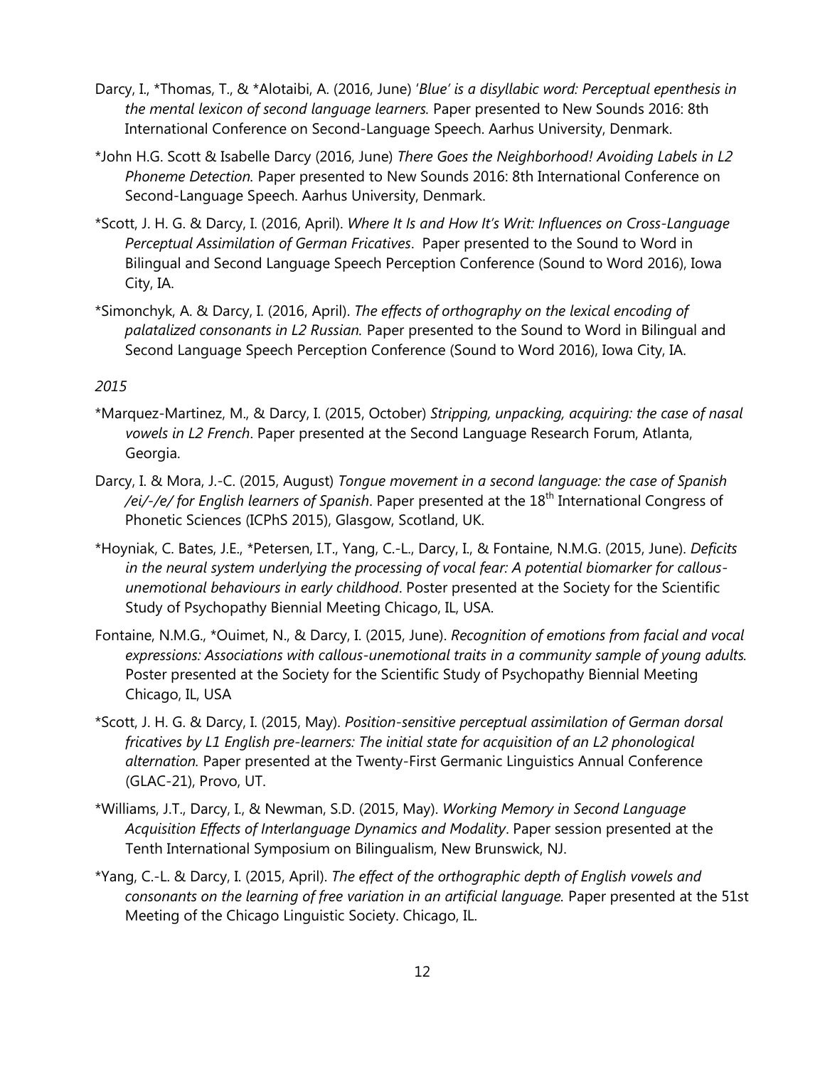Darcy, I., *Thomas, T., & *Alotaibi, A. (2016, June) *'Blue' is a disyllabic word: Perceptual epenthesis in the mental lexicon of second language learners.* Paper presented to New Sounds 2016: 8th International Conference on Second-Language Speech. Aarhus University, Denmark.

*John H.G. Scott & Isabelle Darcy (2016, June) *There Goes the Neighborhood! Avoiding Labels in L2 Phoneme Detection.* Paper presented to New Sounds 2016: 8th International Conference on Second-Language Speech. Aarhus University, Denmark.

*Scott, J. H. G. & Darcy, I. (2016, April). *Where It Is and How It's Writ: Influences on Cross-Language Perceptual Assimilation of German Fricatives*. Paper presented to the Sound to Word in Bilingual and Second Language Speech Perception Conference (Sound to Word 2016), Iowa City, IA.

*Simonchyk, A. & Darcy, I. (2016, April). *The effects of orthography on the lexical encoding of palatalized consonants in L2 Russian.* Paper presented to the Sound to Word in Bilingual and Second Language Speech Perception Conference (Sound to Word 2016), Iowa City, IA.

*2015*

*Marquez-Martinez, M., & Darcy, I. (2015, October) *Stripping, unpacking, acquiring: the case of nasal vowels in L2 French*. Paper presented at the Second Language Research Forum, Atlanta, Georgia.

Darcy, I. & Mora, J.-C. (2015, August) *Tongue movement in a second language: the case of Spanish /ei/-/e/ for English learners of Spanish*. Paper presented at the 18th International Congress of Phonetic Sciences (ICPhS 2015), Glasgow, Scotland, UK.

*Hoyniak, C. Bates, J.E., *Petersen, I.T., Yang, C.-L., Darcy, I., & Fontaine, N.M.G. (2015, June). *Deficits in the neural system underlying the processing of vocal fear: A potential biomarker for callous-unemotional behaviours in early childhood*. Poster presented at the Society for the Scientific Study of Psychopathy Biennial Meeting Chicago, IL, USA.

Fontaine, N.M.G., *Ouimet, N., & Darcy, I. (2015, June). *Recognition of emotions from facial and vocal expressions: Associations with callous-unemotional traits in a community sample of young adults.* Poster presented at the Society for the Scientific Study of Psychopathy Biennial Meeting Chicago, IL, USA

*Scott, J. H. G. & Darcy, I. (2015, May). *Position-sensitive perceptual assimilation of German dorsal fricatives by L1 English pre-learners: The initial state for acquisition of an L2 phonological alternation.* Paper presented at the Twenty-First Germanic Linguistics Annual Conference (GLAC-21), Provo, UT.

*Williams, J.T., Darcy, I., & Newman, S.D. (2015, May). *Working Memory in Second Language Acquisition Effects of Interlanguage Dynamics and Modality*. Paper session presented at the Tenth International Symposium on Bilingualism, New Brunswick, NJ.

*Yang, C.-L. & Darcy, I. (2015, April). *The effect of the orthographic depth of English vowels and consonants on the learning of free variation in an artificial language.* Paper presented at the 51st Meeting of the Chicago Linguistic Society. Chicago, IL.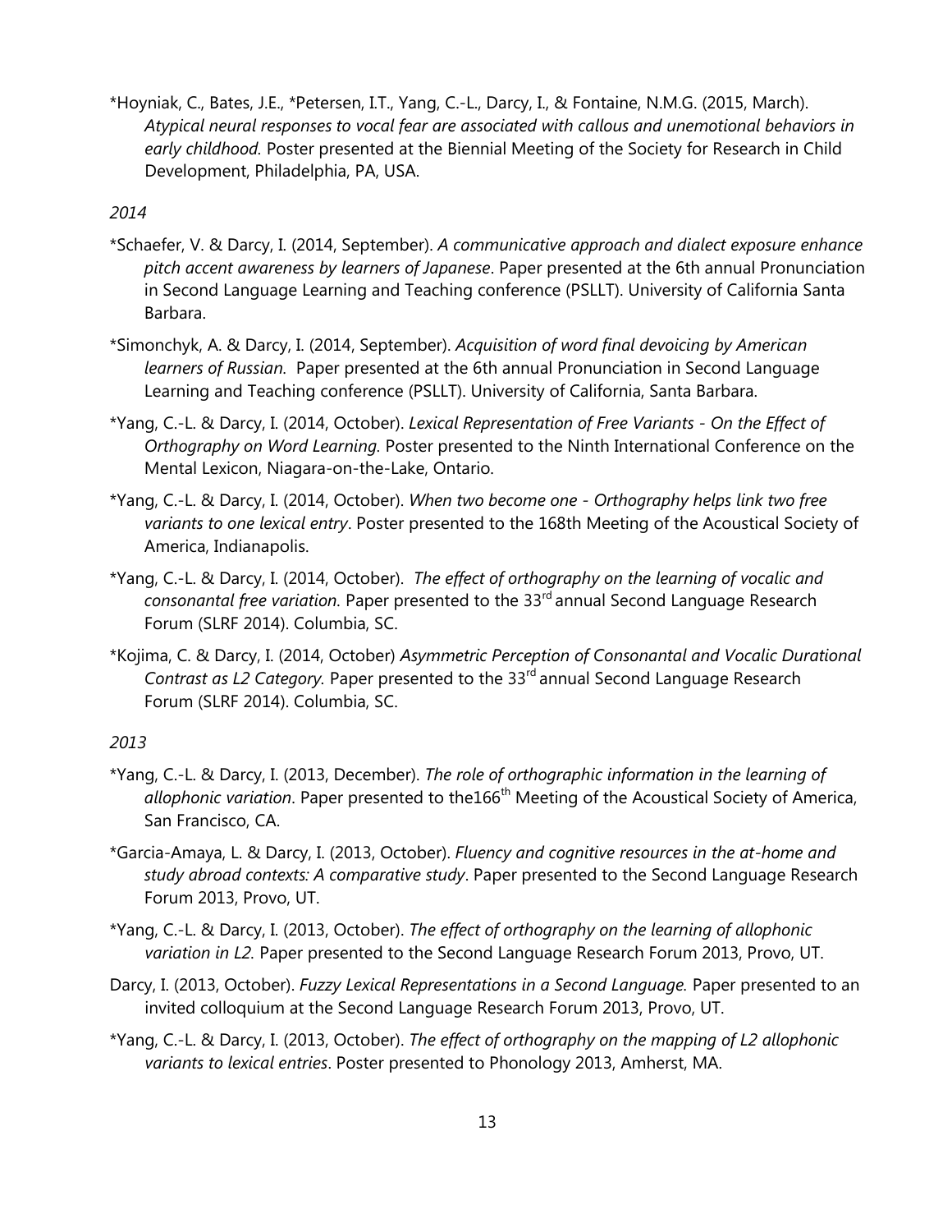*Hoyniak, C., Bates, J.E., *Petersen, I.T., Yang, C.-L., Darcy, I., & Fontaine, N.M.G. (2015, March). *Atypical neural responses to vocal fear are associated with callous and unemotional behaviors in early childhood.* Poster presented at the Biennial Meeting of the Society for Research in Child Development, Philadelphia, PA, USA.

*2014*

*Schaefer, V. & Darcy, I. (2014, September). *A communicative approach and dialect exposure enhance pitch accent awareness by learners of Japanese*. Paper presented at the 6th annual Pronunciation in Second Language Learning and Teaching conference (PSLLT). University of California Santa Barbara.

*Simonchyk, A. & Darcy, I. (2014, September). *Acquisition of word final devoicing by American learners of Russian.* Paper presented at the 6th annual Pronunciation in Second Language Learning and Teaching conference (PSLLT). University of California, Santa Barbara.

*Yang, C.-L. & Darcy, I. (2014, October). *Lexical Representation of Free Variants - On the Effect of Orthography on Word Learning.* Poster presented to the Ninth International Conference on the Mental Lexicon, Niagara-on-the-Lake, Ontario.

*Yang, C.-L. & Darcy, I. (2014, October). *When two become one - Orthography helps link two free variants to one lexical entry*. Poster presented to the 168th Meeting of the Acoustical Society of America, Indianapolis.

*Yang, C.-L. & Darcy, I. (2014, October). *The effect of orthography on the learning of vocalic and consonantal free variation.* Paper presented to the 33rd annual Second Language Research Forum (SLRF 2014). Columbia, SC.

*Kojima, C. & Darcy, I. (2014, October) *Asymmetric Perception of Consonantal and Vocalic Durational Contrast as L2 Category.* Paper presented to the 33rd annual Second Language Research Forum (SLRF 2014). Columbia, SC.

*2013*

*Yang, C.-L. & Darcy, I. (2013, December). *The role of orthographic information in the learning of allophonic variation*. Paper presented to the166th Meeting of the Acoustical Society of America, San Francisco, CA.

*Garcia-Amaya, L. & Darcy, I. (2013, October). *Fluency and cognitive resources in the at-home and study abroad contexts: A comparative study*. Paper presented to the Second Language Research Forum 2013, Provo, UT.

*Yang, C.-L. & Darcy, I. (2013, October). *The effect of orthography on the learning of allophonic variation in L2.* Paper presented to the Second Language Research Forum 2013, Provo, UT.

Darcy, I. (2013, October). *Fuzzy Lexical Representations in a Second Language.* Paper presented to an invited colloquium at the Second Language Research Forum 2013, Provo, UT.

*Yang, C.-L. & Darcy, I. (2013, October). *The effect of orthography on the mapping of L2 allophonic variants to lexical entries*. Poster presented to Phonology 2013, Amherst, MA.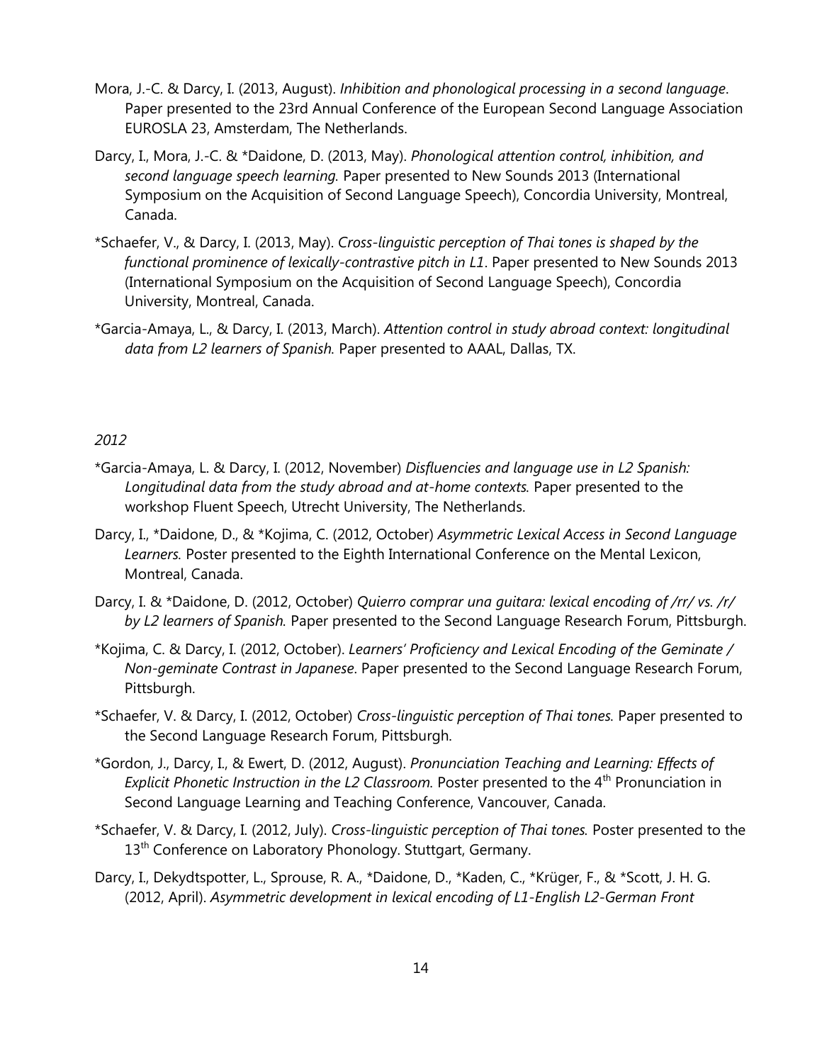Mora, J.-C. & Darcy, I. (2013, August). *Inhibition and phonological processing in a second language*. Paper presented to the 23rd Annual Conference of the European Second Language Association EUROSLA 23, Amsterdam, The Netherlands.

Darcy, I., Mora, J.-C. & *Daidone, D. (2013, May). *Phonological attention control, inhibition, and second language speech learning.* Paper presented to New Sounds 2013 (International Symposium on the Acquisition of Second Language Speech), Concordia University, Montreal, Canada.

*Schaefer, V., & Darcy, I. (2013, May). *Cross-linguistic perception of Thai tones is shaped by the functional prominence of lexically-contrastive pitch in L1*. Paper presented to New Sounds 2013 (International Symposium on the Acquisition of Second Language Speech), Concordia University, Montreal, Canada.

*Garcia-Amaya, L., & Darcy, I. (2013, March). *Attention control in study abroad context: longitudinal data from L2 learners of Spanish.* Paper presented to AAAL, Dallas, TX.

*2012*

*Garcia-Amaya, L. & Darcy, I. (2012, November) *Disfluencies and language use in L2 Spanish: Longitudinal data from the study abroad and at-home contexts.* Paper presented to the workshop Fluent Speech, Utrecht University, The Netherlands.

Darcy, I., *Daidone, D., & *Kojima, C. (2012, October) *Asymmetric Lexical Access in Second Language Learners.* Poster presented to the Eighth International Conference on the Mental Lexicon, Montreal, Canada.

Darcy, I. & *Daidone, D. (2012, October) *Quierro comprar una guitara: lexical encoding of /rr/ vs. /r/ by L2 learners of Spanish.* Paper presented to the Second Language Research Forum, Pittsburgh.

*Kojima, C. & Darcy, I. (2012, October). *Learners' Proficiency and Lexical Encoding of the Geminate / Non-geminate Contrast in Japanese*. Paper presented to the Second Language Research Forum, Pittsburgh.

*Schaefer, V. & Darcy, I. (2012, October) *Cross-linguistic perception of Thai tones.* Paper presented to the Second Language Research Forum, Pittsburgh.

*Gordon, J., Darcy, I., & Ewert, D. (2012, August). *Pronunciation Teaching and Learning: Effects of Explicit Phonetic Instruction in the L2 Classroom.* Poster presented to the 4th Pronunciation in Second Language Learning and Teaching Conference, Vancouver, Canada.

*Schaefer, V. & Darcy, I. (2012, July). *Cross-linguistic perception of Thai tones.* Poster presented to the 13th Conference on Laboratory Phonology. Stuttgart, Germany.

Darcy, I., Dekydtspotter, L., Sprouse, R. A., *Daidone, D., *Kaden, C., *Krüger, F., & *Scott, J. H. G. (2012, April). *Asymmetric development in lexical encoding of L1-English L2-German Front*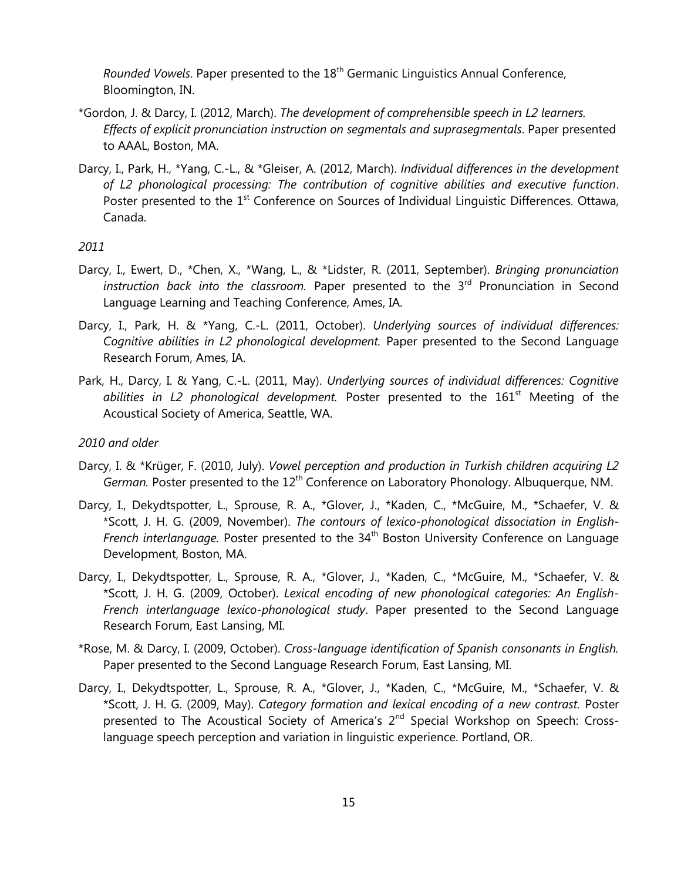*Rounded Vowels*. Paper presented to the 18th Germanic Linguistics Annual Conference, Bloomington, IN.

*Gordon, J. & Darcy, I. (2012, March). *The development of comprehensible speech in L2 learners. Effects of explicit pronunciation instruction on segmentals and suprasegmentals*. Paper presented to AAAL, Boston, MA.

Darcy, I., Park, H., *Yang, C.-L., & *Gleiser, A. (2012, March). *Individual differences in the development of L2 phonological processing: The contribution of cognitive abilities and executive function*. Poster presented to the 1st Conference on Sources of Individual Linguistic Differences. Ottawa, Canada.

*2011*

Darcy, I., Ewert, D., *Chen, X., *Wang, L., & *Lidster, R. (2011, September). *Bringing pronunciation instruction back into the classroom.* Paper presented to the 3rd Pronunciation in Second Language Learning and Teaching Conference, Ames, IA.

Darcy, I., Park, H. & *Yang, C.-L. (2011, October). *Underlying sources of individual differences: Cognitive abilities in L2 phonological development.* Paper presented to the Second Language Research Forum, Ames, IA.

Park, H., Darcy, I. & Yang, C.-L. (2011, May). *Underlying sources of individual differences: Cognitive abilities in L2 phonological development.* Poster presented to the 161st Meeting of the Acoustical Society of America, Seattle, WA.

*2010 and older*

Darcy, I. & *Krüger, F. (2010, July). *Vowel perception and production in Turkish children acquiring L2 German.* Poster presented to the 12th Conference on Laboratory Phonology. Albuquerque, NM.

Darcy, I., Dekydtspotter, L., Sprouse, R. A., *Glover, J., *Kaden, C., *McGuire, M., *Schaefer, V. & *Scott, J. H. G. (2009, November). *The contours of lexico-phonological dissociation in English-French interlanguage.* Poster presented to the 34th Boston University Conference on Language Development, Boston, MA.

Darcy, I., Dekydtspotter, L., Sprouse, R. A., *Glover, J., *Kaden, C., *McGuire, M., *Schaefer, V. & *Scott, J. H. G. (2009, October). *Lexical encoding of new phonological categories: An English-French interlanguage lexico-phonological study*. Paper presented to the Second Language Research Forum, East Lansing, MI.

*Rose, M. & Darcy, I. (2009, October). *Cross-language identification of Spanish consonants in English.* Paper presented to the Second Language Research Forum, East Lansing, MI.

Darcy, I., Dekydtspotter, L., Sprouse, R. A., *Glover, J., *Kaden, C., *McGuire, M., *Schaefer, V. & *Scott, J. H. G. (2009, May). *Category formation and lexical encoding of a new contrast.* Poster presented to The Acoustical Society of America's 2nd Special Workshop on Speech: Cross-language speech perception and variation in linguistic experience. Portland, OR.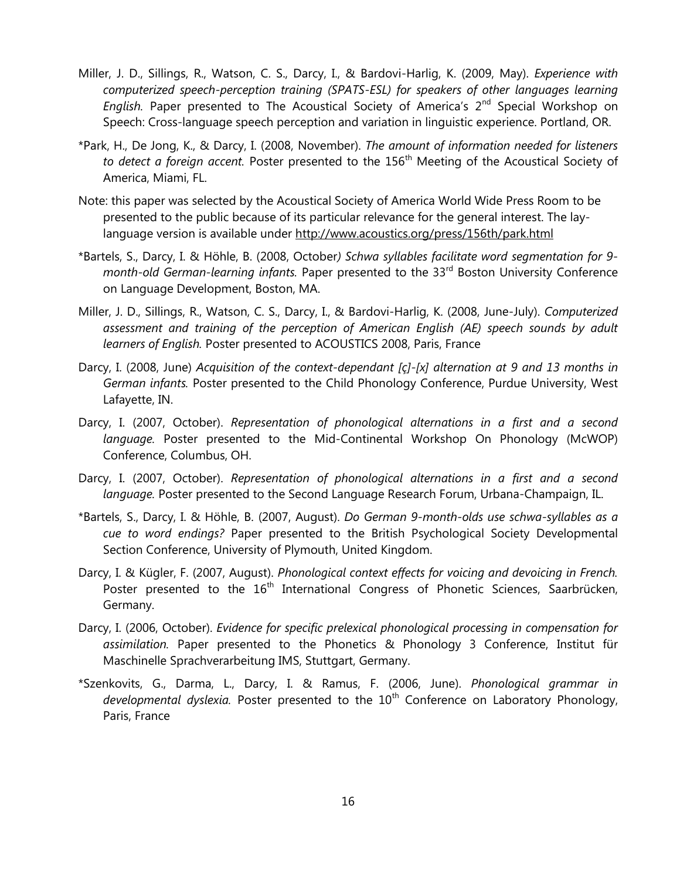Miller, J. D., Sillings, R., Watson, C. S., Darcy, I., & Bardovi-Harlig, K. (2009, May). *Experience with computerized speech-perception training (SPATS-ESL) for speakers of other languages learning English*. Paper presented to The Acoustical Society of America's 2nd Special Workshop on Speech: Cross-language speech perception and variation in linguistic experience. Portland, OR.

*Park, H., De Jong, K., & Darcy, I. (2008, November). *The amount of information needed for listeners to detect a foreign accent*. Poster presented to the 156th Meeting of the Acoustical Society of America, Miami, FL.

Note: this paper was selected by the Acoustical Society of America World Wide Press Room to be presented to the public because of its particular relevance for the general interest. The lay-language version is available under http://www.acoustics.org/press/156th/park.html

*Bartels, S., Darcy, I. & Höhle, B. (2008, October*) Schwa syllables facilitate word segmentation for 9-month-old German-learning infants*. Paper presented to the 33rd Boston University Conference on Language Development, Boston, MA.

Miller, J. D., Sillings, R., Watson, C. S., Darcy, I., & Bardovi-Harlig, K. (2008, June-July). *Computerized assessment and training of the perception of American English (AE) speech sounds by adult learners of English*. Poster presented to ACOUSTICS 2008, Paris, France

Darcy, I. (2008, June) *Acquisition of the context-dependant [ç]-[x] alternation at 9 and 13 months in German infants*. Poster presented to the Child Phonology Conference, Purdue University, West Lafayette, IN.

Darcy, I. (2007, October). *Representation of phonological alternations in a first and a second language*. Poster presented to the Mid-Continental Workshop On Phonology (McWOP) Conference, Columbus, OH.

Darcy, I. (2007, October). *Representation of phonological alternations in a first and a second language.* Poster presented to the Second Language Research Forum, Urbana-Champaign, IL.

*Bartels, S., Darcy, I. & Höhle, B. (2007, August). *Do German 9-month-olds use schwa-syllables as a cue to word endings?* Paper presented to the British Psychological Society Developmental Section Conference, University of Plymouth, United Kingdom.

Darcy, I. & Kügler, F. (2007, August). *Phonological context effects for voicing and devoicing in French.* Poster presented to the 16th International Congress of Phonetic Sciences, Saarbrücken, Germany.

Darcy, I. (2006, October). *Evidence for specific prelexical phonological processing in compensation for assimilation*. Paper presented to the Phonetics & Phonology 3 Conference, Institut für Maschinelle Sprachverarbeitung IMS, Stuttgart, Germany.

*Szenkovits, G., Darma, L., Darcy, I. & Ramus, F. (2006, June). *Phonological grammar in developmental dyslexia*. Poster presented to the 10th Conference on Laboratory Phonology, Paris, France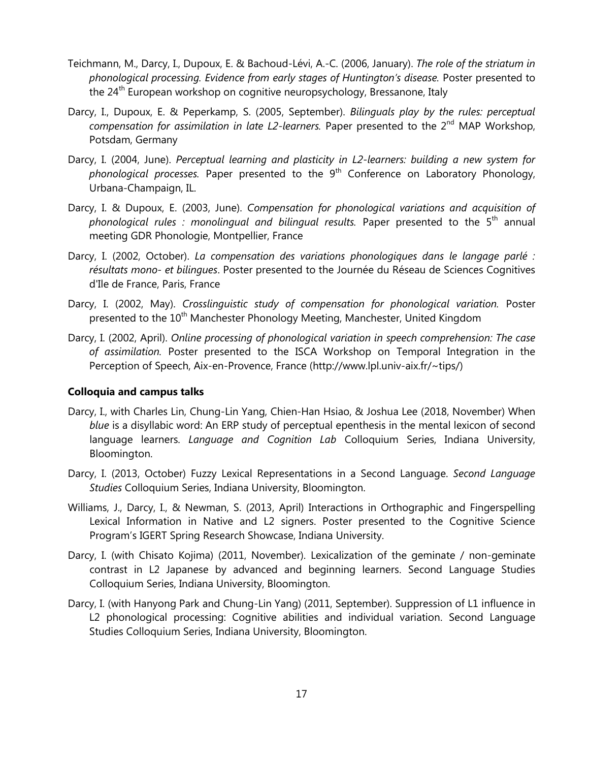Teichmann, M., Darcy, I., Dupoux, E. & Bachoud-Lévi, A.-C. (2006, January). *The role of the striatum in phonological processing. Evidence from early stages of Huntington's disease.* Poster presented to the 24th European workshop on cognitive neuropsychology, Bressanone, Italy

Darcy, I., Dupoux, E. & Peperkamp, S. (2005, September). *Bilinguals play by the rules: perceptual compensation for assimilation in late L2-learners.* Paper presented to the 2nd MAP Workshop, Potsdam, Germany

Darcy, I. (2004, June). *Perceptual learning and plasticity in L2-learners: building a new system for phonological processes.* Paper presented to the 9th Conference on Laboratory Phonology, Urbana-Champaign, IL.

Darcy, I. & Dupoux, E. (2003, June). *Compensation for phonological variations and acquisition of phonological rules : monolingual and bilingual results.* Paper presented to the 5th annual meeting GDR Phonologie, Montpellier, France

Darcy, I. (2002, October). *La compensation des variations phonologiques dans le langage parlé : résultats mono- et bilingues*. Poster presented to the Journée du Réseau de Sciences Cognitives d'Ile de France, Paris, France

Darcy, I. (2002, May). *Crosslinguistic study of compensation for phonological variation.* Poster presented to the 10th Manchester Phonology Meeting, Manchester, United Kingdom

Darcy, I. (2002, April). *Online processing of phonological variation in speech comprehension: The case of assimilation.* Poster presented to the ISCA Workshop on Temporal Integration in the Perception of Speech, Aix-en-Provence, France (http://www.lpl.univ-aix.fr/~tips/)

**Colloquia and campus talks**

Darcy, I., with Charles Lin, Chung-Lin Yang, Chien-Han Hsiao, & Joshua Lee (2018, November) When *blue* is a disyllabic word: An ERP study of perceptual epenthesis in the mental lexicon of second language learners. *Language and Cognition Lab* Colloquium Series, Indiana University, Bloomington.

Darcy, I. (2013, October) Fuzzy Lexical Representations in a Second Language. *Second Language Studies* Colloquium Series, Indiana University, Bloomington.

Williams, J., Darcy, I., & Newman, S. (2013, April) Interactions in Orthographic and Fingerspelling Lexical Information in Native and L2 signers. Poster presented to the Cognitive Science Program's IGERT Spring Research Showcase, Indiana University.

Darcy, I. (with Chisato Kojima) (2011, November). Lexicalization of the geminate / non-geminate contrast in L2 Japanese by advanced and beginning learners. Second Language Studies Colloquium Series, Indiana University, Bloomington.

Darcy, I. (with Hanyong Park and Chung-Lin Yang) (2011, September). Suppression of L1 influence in L2 phonological processing: Cognitive abilities and individual variation. Second Language Studies Colloquium Series, Indiana University, Bloomington.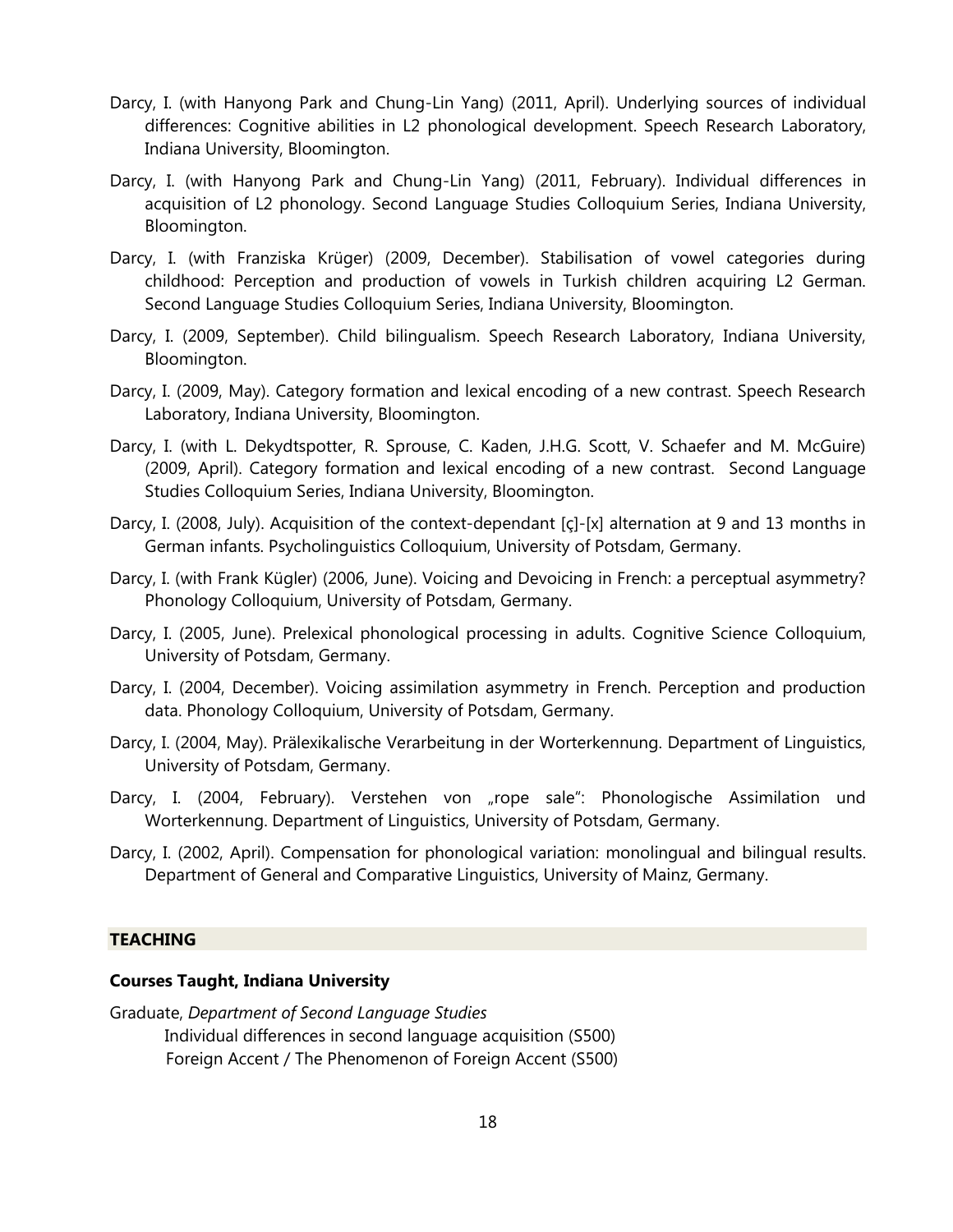Darcy, I. (with Hanyong Park and Chung-Lin Yang) (2011, April). Underlying sources of individual differences: Cognitive abilities in L2 phonological development. Speech Research Laboratory, Indiana University, Bloomington.

Darcy, I. (with Hanyong Park and Chung-Lin Yang) (2011, February). Individual differences in acquisition of L2 phonology. Second Language Studies Colloquium Series, Indiana University, Bloomington.

Darcy, I. (with Franziska Krüger) (2009, December). Stabilisation of vowel categories during childhood: Perception and production of vowels in Turkish children acquiring L2 German. Second Language Studies Colloquium Series, Indiana University, Bloomington.

Darcy, I. (2009, September). Child bilingualism. Speech Research Laboratory, Indiana University, Bloomington.

Darcy, I. (2009, May). Category formation and lexical encoding of a new contrast. Speech Research Laboratory, Indiana University, Bloomington.

Darcy, I. (with L. Dekydtspotter, R. Sprouse, C. Kaden, J.H.G. Scott, V. Schaefer and M. McGuire) (2009, April). Category formation and lexical encoding of a new contrast. Second Language Studies Colloquium Series, Indiana University, Bloomington.

Darcy, I. (2008, July). Acquisition of the context-dependant [ç]-[x] alternation at 9 and 13 months in German infants. Psycholinguistics Colloquium, University of Potsdam, Germany.

Darcy, I. (with Frank Kügler) (2006, June). Voicing and Devoicing in French: a perceptual asymmetry? Phonology Colloquium, University of Potsdam, Germany.

Darcy, I. (2005, June). Prelexical phonological processing in adults. Cognitive Science Colloquium, University of Potsdam, Germany.

Darcy, I. (2004, December). Voicing assimilation asymmetry in French. Perception and production data. Phonology Colloquium, University of Potsdam, Germany.

Darcy, I. (2004, May). Prälexikalische Verarbeitung in der Worterkennung. Department of Linguistics, University of Potsdam, Germany.

Darcy, I. (2004, February). Verstehen von „rope sale": Phonologische Assimilation und Worterkennung. Department of Linguistics, University of Potsdam, Germany.

Darcy, I. (2002, April). Compensation for phonological variation: monolingual and bilingual results. Department of General and Comparative Linguistics, University of Mainz, Germany.

## TEACHING

### Courses Taught, Indiana University

Graduate, *Department of Second Language Studies*

Individual differences in second language acquisition (S500)

Foreign Accent / The Phenomenon of Foreign Accent (S500)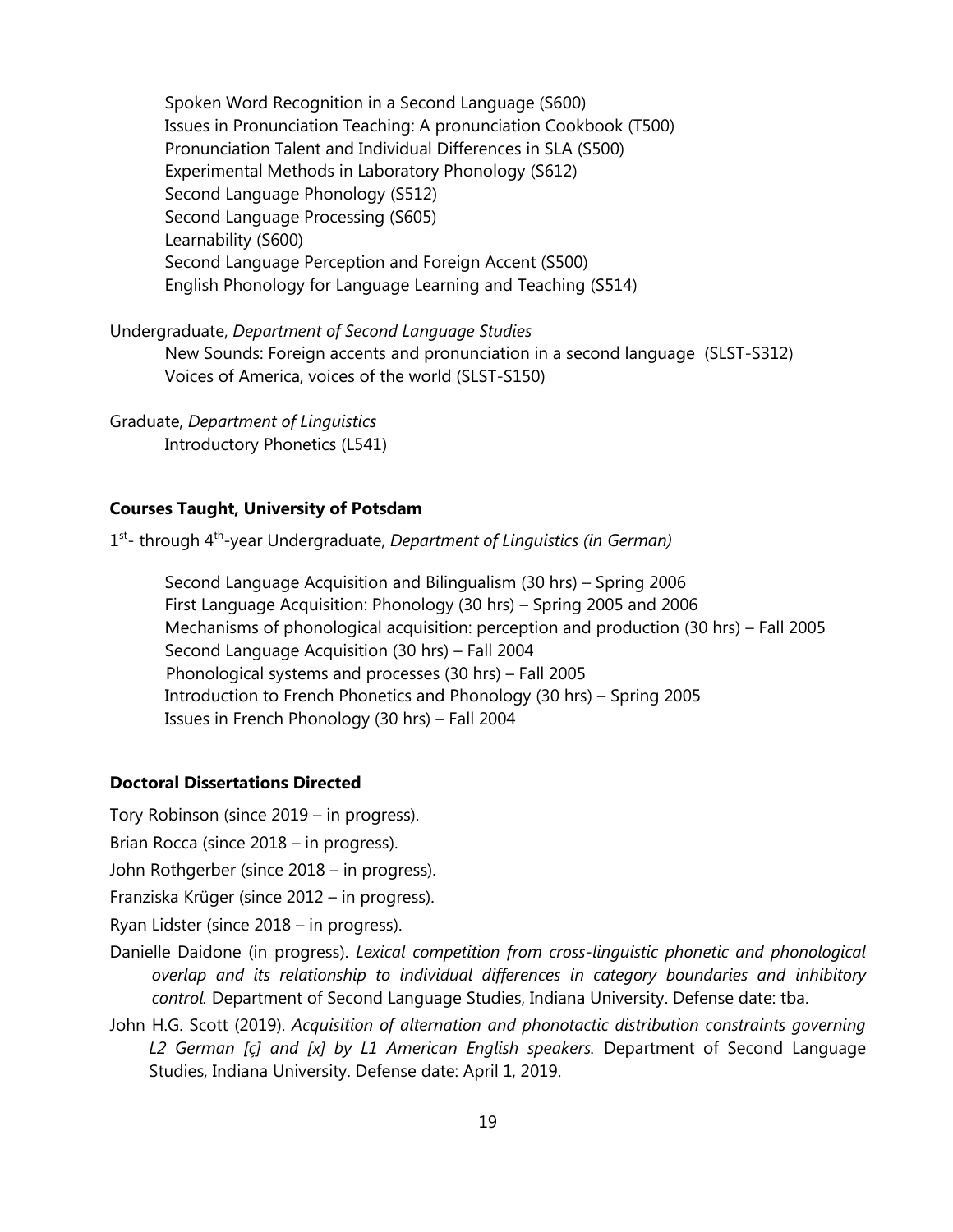Spoken Word Recognition in a Second Language (S600)
Issues in Pronunciation Teaching: A pronunciation Cookbook (T500)
Pronunciation Talent and Individual Differences in SLA (S500)
Experimental Methods in Laboratory Phonology (S612)
Second Language Phonology (S512)
Second Language Processing (S605)
Learnability (S600)
Second Language Perception and Foreign Accent (S500)
English Phonology for Language Learning and Teaching (S514)

Undergraduate, *Department of Second Language Studies*

New Sounds: Foreign accents and pronunciation in a second language (SLST-S312)
Voices of America, voices of the world (SLST-S150)

Graduate, *Department of Linguistics*

Introductory Phonetics (L541)

**Courses Taught, University of Potsdam**

1st- through 4th-year Undergraduate, *Department of Linguistics (in German)*

Second Language Acquisition and Bilingualism (30 hrs) – Spring 2006
First Language Acquisition: Phonology (30 hrs) – Spring 2005 and 2006
Mechanisms of phonological acquisition: perception and production (30 hrs) – Fall 2005
Second Language Acquisition (30 hrs) – Fall 2004
Phonological systems and processes (30 hrs) – Fall 2005
Introduction to French Phonetics and Phonology (30 hrs) – Spring 2005
Issues in French Phonology (30 hrs) – Fall 2004

**Doctoral Dissertations Directed**

Tory Robinson (since 2019 – in progress).

Brian Rocca (since 2018 – in progress).

John Rothgerber (since 2018 – in progress).

Franziska Krüger (since 2012 – in progress).

Ryan Lidster (since 2018 – in progress).

Danielle Daidone (in progress). *Lexical competition from cross-linguistic phonetic and phonological overlap and its relationship to individual differences in category boundaries and inhibitory control.* Department of Second Language Studies, Indiana University. Defense date: tba.

John H.G. Scott (2019). *Acquisition of alternation and phonotactic distribution constraints governing L2 German [ç] and [x] by L1 American English speakers.* Department of Second Language Studies, Indiana University. Defense date: April 1, 2019.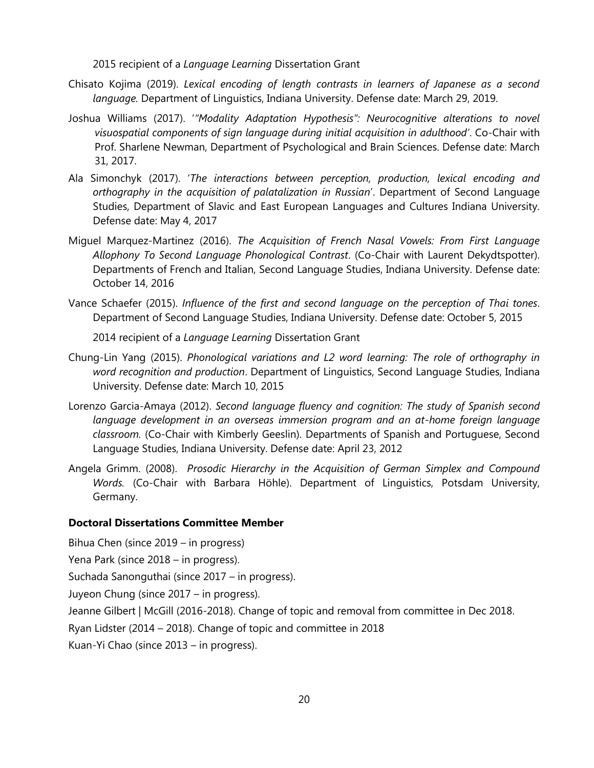2015 recipient of a *Language Learning* Dissertation Grant

Chisato Kojima (2019). *Lexical encoding of length contrasts in learners of Japanese as a second language.* Department of Linguistics, Indiana University. Defense date: March 29, 2019.

Joshua Williams (2017). '*"Modality Adaptation Hypothesis": Neurocognitive alterations to novel visuospatial components of sign language during initial acquisition in adulthood*'. Co-Chair with Prof. Sharlene Newman, Department of Psychological and Brain Sciences. Defense date: March 31, 2017.

Ala Simonchyk (2017). '*The interactions between perception, production, lexical encoding and orthography in the acquisition of palatalization in Russian*'. Department of Second Language Studies, Department of Slavic and East European Languages and Cultures Indiana University. Defense date: May 4, 2017

Miguel Marquez-Martinez (2016). *The Acquisition of French Nasal Vowels: From First Language Allophony To Second Language Phonological Contrast*. (Co-Chair with Laurent Dekydtspotter). Departments of French and Italian, Second Language Studies, Indiana University. Defense date: October 14, 2016

Vance Schaefer (2015). *Influence of the first and second language on the perception of Thai tones*. Department of Second Language Studies, Indiana University. Defense date: October 5, 2015

2014 recipient of a *Language Learning* Dissertation Grant

Chung-Lin Yang (2015). *Phonological variations and L2 word learning: The role of orthography in word recognition and production*. Department of Linguistics, Second Language Studies, Indiana University. Defense date: March 10, 2015

Lorenzo Garcia-Amaya (2012). *Second language fluency and cognition: The study of Spanish second language development in an overseas immersion program and an at-home foreign language classroom.* (Co-Chair with Kimberly Geeslin). Departments of Spanish and Portuguese, Second Language Studies, Indiana University. Defense date: April 23, 2012

Angela Grimm. (2008). *Prosodic Hierarchy in the Acquisition of German Simplex and Compound Words.* (Co-Chair with Barbara Höhle). Department of Linguistics, Potsdam University, Germany.

**Doctoral Dissertations Committee Member**

Bihua Chen (since 2019 – in progress)

Yena Park (since 2018 – in progress).

Suchada Sanonguthai (since 2017 – in progress).

Juyeon Chung (since 2017 – in progress).

Jeanne Gilbert | McGill (2016-2018). Change of topic and removal from committee in Dec 2018.

Ryan Lidster (2014 – 2018). Change of topic and committee in 2018

Kuan-Yi Chao (since 2013 – in progress).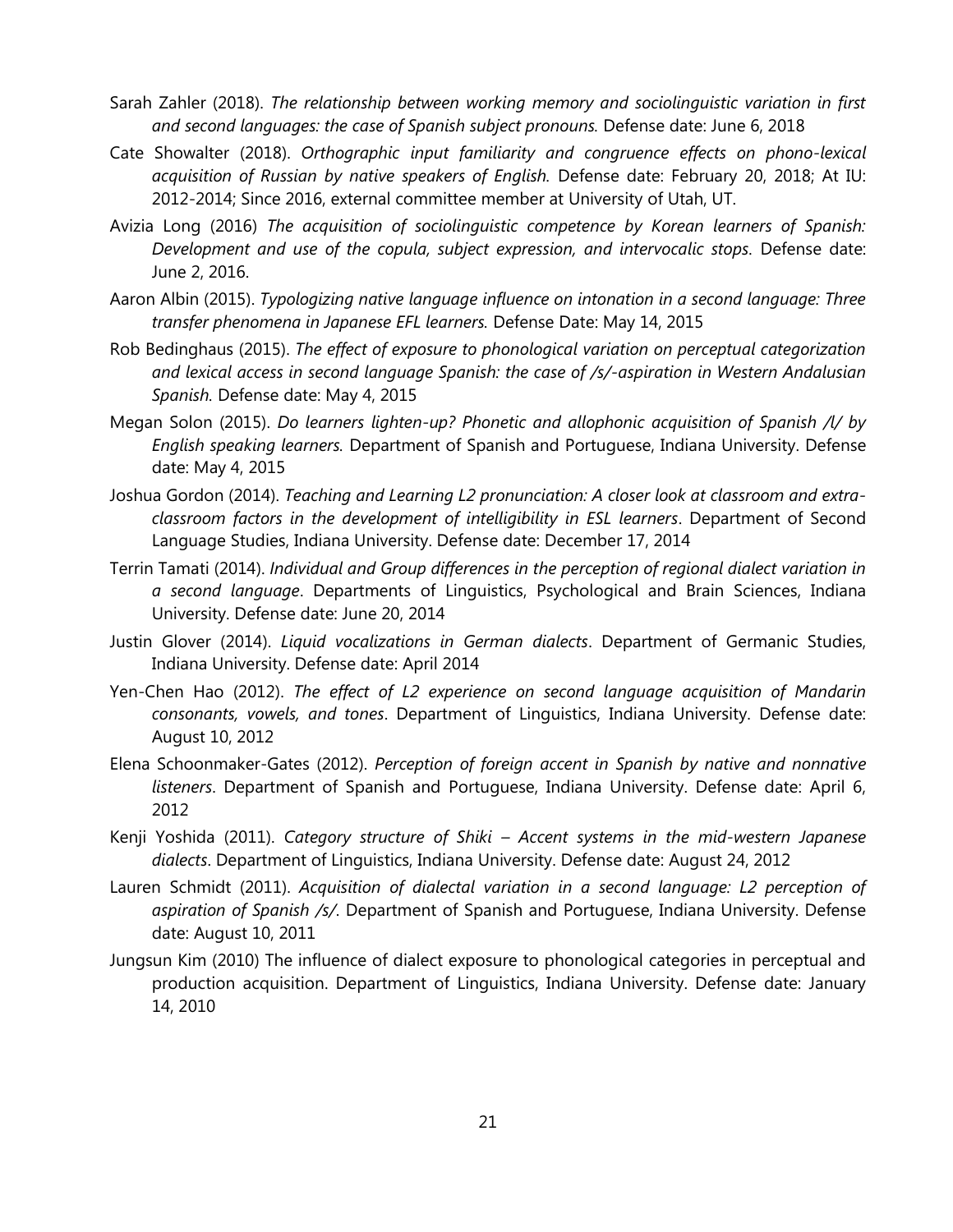Sarah Zahler (2018). *The relationship between working memory and sociolinguistic variation in first and second languages: the case of Spanish subject pronouns.* Defense date: June 6, 2018

Cate Showalter (2018). *Orthographic input familiarity and congruence effects on phono-lexical acquisition of Russian by native speakers of English.* Defense date: February 20, 2018; At IU: 2012-2014; Since 2016, external committee member at University of Utah, UT.

Avizia Long (2016) *The acquisition of sociolinguistic competence by Korean learners of Spanish: Development and use of the copula, subject expression, and intervocalic stops*. Defense date: June 2, 2016.

Aaron Albin (2015). *Typologizing native language influence on intonation in a second language: Three transfer phenomena in Japanese EFL learners.* Defense Date: May 14, 2015

Rob Bedinghaus (2015). *The effect of exposure to phonological variation on perceptual categorization and lexical access in second language Spanish: the case of /s/-aspiration in Western Andalusian Spanish.* Defense date: May 4, 2015

Megan Solon (2015). *Do learners lighten-up? Phonetic and allophonic acquisition of Spanish /l/ by English speaking learners.* Department of Spanish and Portuguese, Indiana University. Defense date: May 4, 2015

Joshua Gordon (2014). *Teaching and Learning L2 pronunciation: A closer look at classroom and extra-classroom factors in the development of intelligibility in ESL learners*. Department of Second Language Studies, Indiana University. Defense date: December 17, 2014

Terrin Tamati (2014). *Individual and Group differences in the perception of regional dialect variation in a second language*. Departments of Linguistics, Psychological and Brain Sciences, Indiana University. Defense date: June 20, 2014

Justin Glover (2014). *Liquid vocalizations in German dialects*. Department of Germanic Studies, Indiana University. Defense date: April 2014

Yen-Chen Hao (2012). *The effect of L2 experience on second language acquisition of Mandarin consonants, vowels, and tones*. Department of Linguistics, Indiana University. Defense date: August 10, 2012

Elena Schoonmaker-Gates (2012). *Perception of foreign accent in Spanish by native and nonnative listeners*. Department of Spanish and Portuguese, Indiana University. Defense date: April 6, 2012

Kenji Yoshida (2011). *Category structure of Shiki – Accent systems in the mid-western Japanese dialects*. Department of Linguistics, Indiana University. Defense date: August 24, 2012

Lauren Schmidt (2011). *Acquisition of dialectal variation in a second language: L2 perception of aspiration of Spanish /s/*. Department of Spanish and Portuguese, Indiana University. Defense date: August 10, 2011

Jungsun Kim (2010) The influence of dialect exposure to phonological categories in perceptual and production acquisition. Department of Linguistics, Indiana University. Defense date: January 14, 2010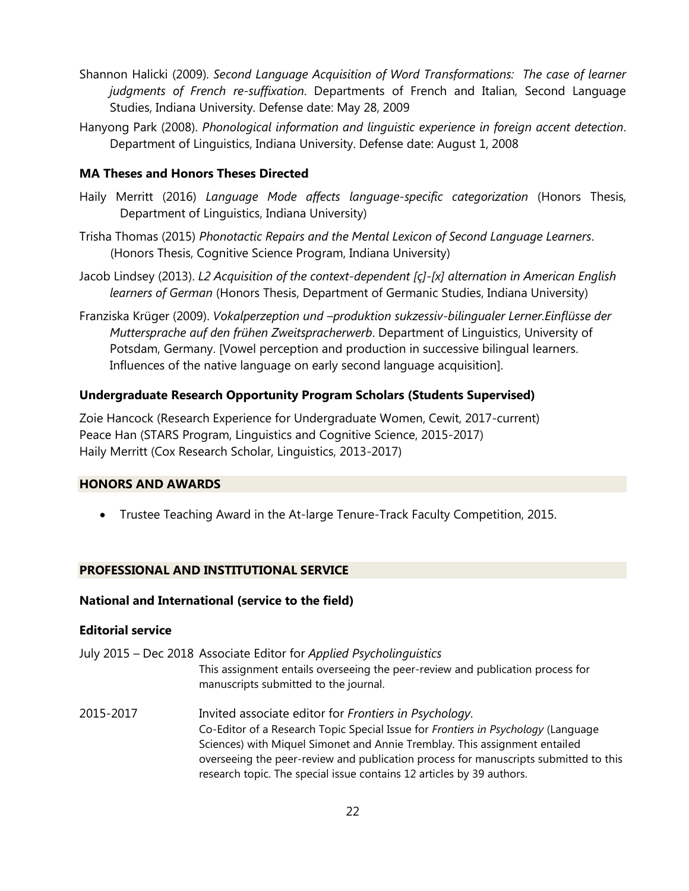Shannon Halicki (2009). *Second Language Acquisition of Word Transformations: The case of learner judgments of French re-suffixation*. Departments of French and Italian, Second Language Studies, Indiana University. Defense date: May 28, 2009

Hanyong Park (2008). *Phonological information and linguistic experience in foreign accent detection*. Department of Linguistics, Indiana University. Defense date: August 1, 2008

### MA Theses and Honors Theses Directed

Haily Merritt (2016) *Language Mode affects language-specific categorization* (Honors Thesis, Department of Linguistics, Indiana University)

Trisha Thomas (2015) *Phonotactic Repairs and the Mental Lexicon of Second Language Learners*. (Honors Thesis, Cognitive Science Program, Indiana University)

Jacob Lindsey (2013). *L2 Acquisition of the context-dependent [ç]-[x] alternation in American English learners of German* (Honors Thesis, Department of Germanic Studies, Indiana University)

Franziska Krüger (2009). *Vokalperzeption und –produktion sukzessiv-bilingualer Lerner.Einflüsse der Muttersprache auf den frühen Zweitspracherwerb*. Department of Linguistics, University of Potsdam, Germany. [Vowel perception and production in successive bilingual learners. Influences of the native language on early second language acquisition].

### Undergraduate Research Opportunity Program Scholars (Students Supervised)

Zoie Hancock (Research Experience for Undergraduate Women, Cewit, 2017-current)
Peace Han (STARS Program, Linguistics and Cognitive Science, 2015-2017)
Haily Merritt (Cox Research Scholar, Linguistics, 2013-2017)

## HONORS AND AWARDS

- Trustee Teaching Award in the At-large Tenure-Track Faculty Competition, 2015.

## PROFESSIONAL AND INSTITUTIONAL SERVICE

### National and International (service to the field)

### Editorial service

July 2015 – Dec 2018 Associate Editor for *Applied Psycholinguistics*
This assignment entails overseeing the peer-review and publication process for manuscripts submitted to the journal.

2015-2017 Invited associate editor for *Frontiers in Psychology*.
Co-Editor of a Research Topic Special Issue for *Frontiers in Psychology* (Language Sciences) with Miquel Simonet and Annie Tremblay. This assignment entailed overseeing the peer-review and publication process for manuscripts submitted to this research topic. The special issue contains 12 articles by 39 authors.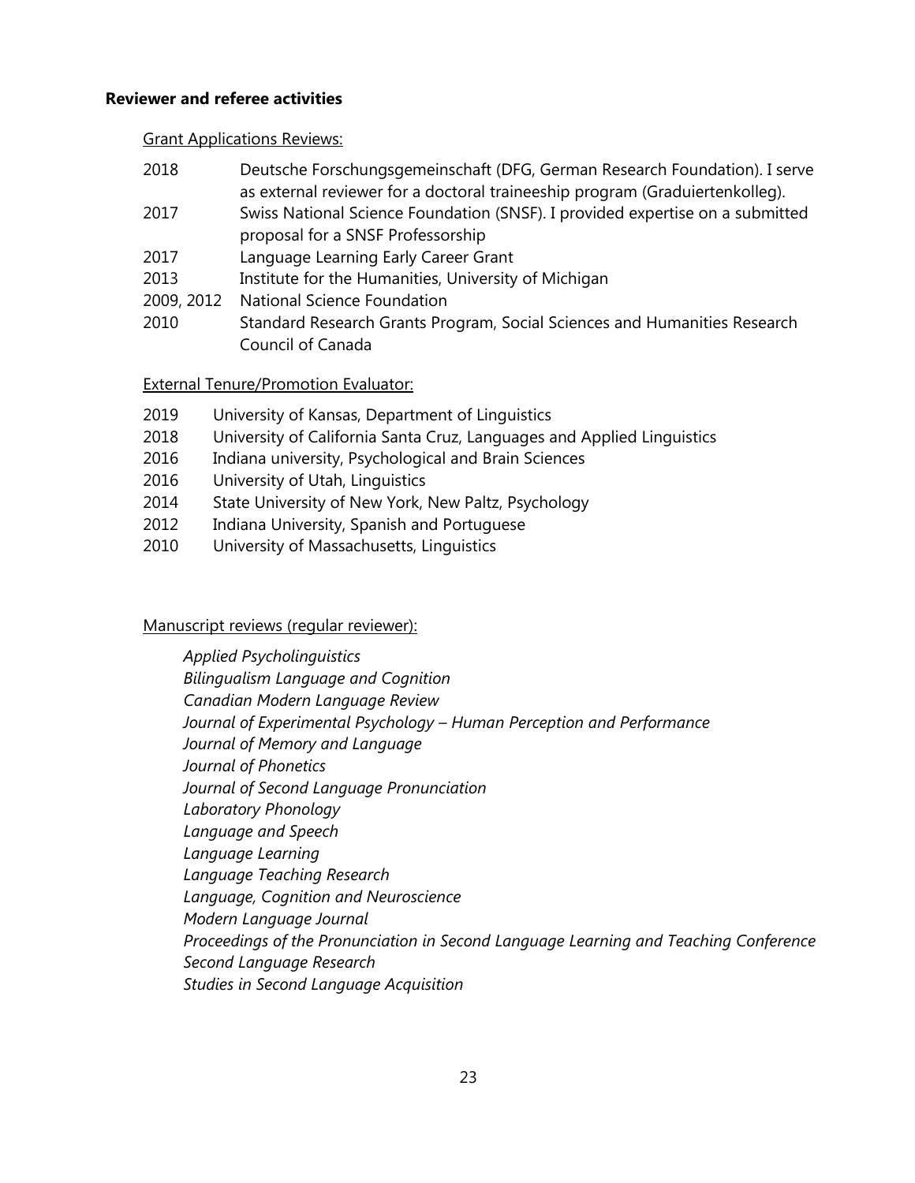**Reviewer and referee activities**

<u>Grant Applications Reviews:</u>

2018 Deutsche Forschungsgemeinschaft (DFG, German Research Foundation). I serve as external reviewer for a doctoral traineeship program (Graduiertenkolleg).

2017 Swiss National Science Foundation (SNSF). I provided expertise on a submitted proposal for a SNSF Professorship

2017 Language Learning Early Career Grant

2013 Institute for the Humanities, University of Michigan

2009, 2012 National Science Foundation

2010 Standard Research Grants Program, Social Sciences and Humanities Research Council of Canada

<u>External Tenure/Promotion Evaluator:</u>

2019 University of Kansas, Department of Linguistics

2018 University of California Santa Cruz, Languages and Applied Linguistics

2016 Indiana university, Psychological and Brain Sciences

2016 University of Utah, Linguistics

2014 State University of New York, New Paltz, Psychology

2012 Indiana University, Spanish and Portuguese

2010 University of Massachusetts, Linguistics

<u>Manuscript reviews (regular reviewer):</u>

*Applied Psycholinguistics*
*Bilingualism Language and Cognition*
*Canadian Modern Language Review*
*Journal of Experimental Psychology – Human Perception and Performance*
*Journal of Memory and Language*
*Journal of Phonetics*
*Journal of Second Language Pronunciation*
*Laboratory Phonology*
*Language and Speech*
*Language Learning*
*Language Teaching Research*
*Language, Cognition and Neuroscience*
*Modern Language Journal*
*Proceedings of the Pronunciation in Second Language Learning and Teaching Conference*
*Second Language Research*
*Studies in Second Language Acquisition*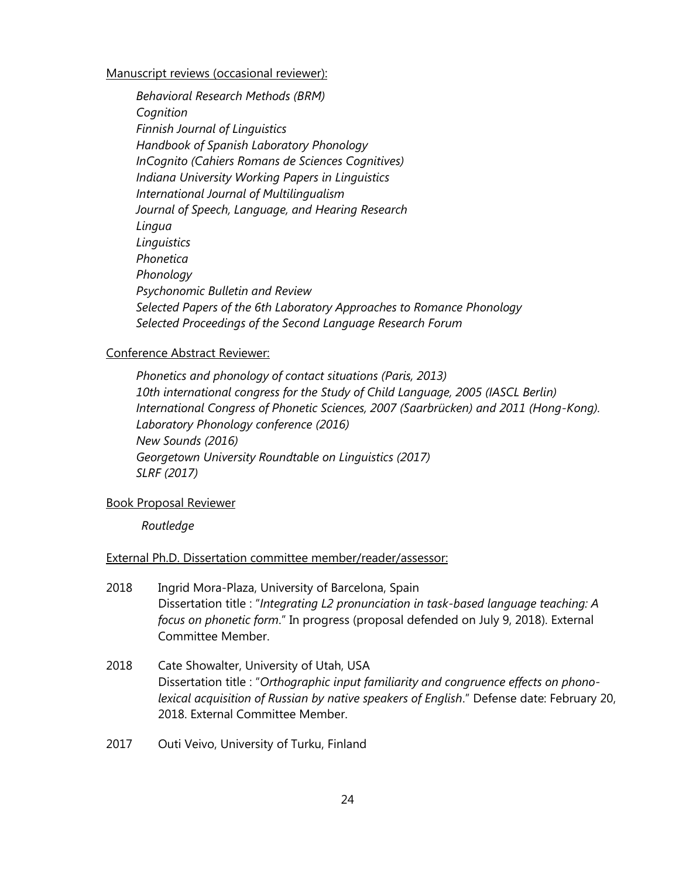Manuscript reviews (occasional reviewer):

*Behavioral Research Methods (BRM)*
*Cognition*
*Finnish Journal of Linguistics*
*Handbook of Spanish Laboratory Phonology*
*InCognito (Cahiers Romans de Sciences Cognitives)*
*Indiana University Working Papers in Linguistics*
*International Journal of Multilingualism*
*Journal of Speech, Language, and Hearing Research*
*Lingua*
*Linguistics*
*Phonetica*
*Phonology*
*Psychonomic Bulletin and Review*
*Selected Papers of the 6th Laboratory Approaches to Romance Phonology*
*Selected Proceedings of the Second Language Research Forum*

Conference Abstract Reviewer:

*Phonetics and phonology of contact situations (Paris, 2013)*
*10th international congress for the Study of Child Language, 2005 (IASCL Berlin)*
*International Congress of Phonetic Sciences, 2007 (Saarbrücken) and 2011 (Hong-Kong).*
*Laboratory Phonology conference (2016)*
*New Sounds (2016)*
*Georgetown University Roundtable on Linguistics (2017)*
*SLRF (2017)*

Book Proposal Reviewer

*Routledge*

External Ph.D. Dissertation committee member/reader/assessor:

2018 Ingrid Mora-Plaza, University of Barcelona, Spain
Dissertation title : "*Integrating L2 pronunciation in task-based language teaching: A focus on phonetic form*." In progress (proposal defended on July 9, 2018). External Committee Member.

2018 Cate Showalter, University of Utah, USA
Dissertation title : "*Orthographic input familiarity and congruence effects on phono-lexical acquisition of Russian by native speakers of English*." Defense date: February 20, 2018. External Committee Member.

2017 Outi Veivo, University of Turku, Finland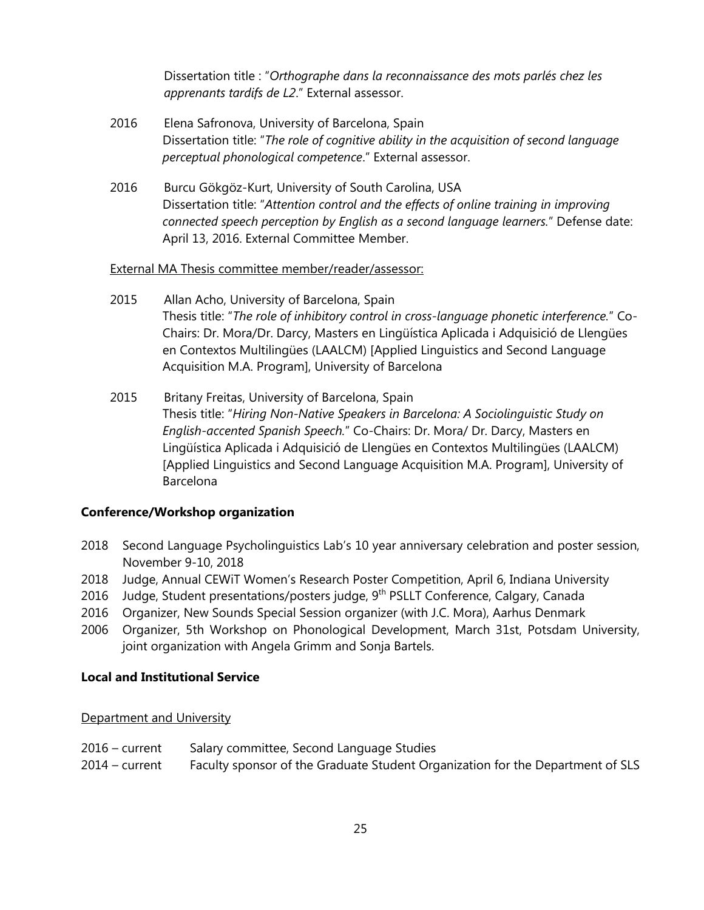Dissertation title : "*Orthographe dans la reconnaissance des mots parlés chez les apprenants tardifs de L2*." External assessor.

2016 Elena Safronova, University of Barcelona, Spain
Dissertation title: "*The role of cognitive ability in the acquisition of second language perceptual phonological competence*." External assessor.

2016 Burcu Gökgöz-Kurt, University of South Carolina, USA
Dissertation title: "*Attention control and the effects of online training in improving connected speech perception by English as a second language learners.*" Defense date: April 13, 2016. External Committee Member.

External MA Thesis committee member/reader/assessor:

2015 Allan Acho, University of Barcelona, Spain
Thesis title: "*The role of inhibitory control in cross-language phonetic interference.*" Co-Chairs: Dr. Mora/Dr. Darcy, Masters en Lingüística Aplicada i Adquisició de Llengües en Contextos Multilingües (LAALCM) [Applied Linguistics and Second Language Acquisition M.A. Program], University of Barcelona

2015 Britany Freitas, University of Barcelona, Spain
Thesis title: "*Hiring Non-Native Speakers in Barcelona: A Sociolinguistic Study on English-accented Spanish Speech.*" Co-Chairs: Dr. Mora/ Dr. Darcy, Masters en Lingüística Aplicada i Adquisició de Llengües en Contextos Multilingües (LAALCM) [Applied Linguistics and Second Language Acquisition M.A. Program], University of Barcelona

**Conference/Workshop organization**

2018 Second Language Psycholinguistics Lab's 10 year anniversary celebration and poster session, November 9-10, 2018
2018 Judge, Annual CEWiT Women's Research Poster Competition, April 6, Indiana University
2016 Judge, Student presentations/posters judge, 9th PSLLT Conference, Calgary, Canada
2016 Organizer, New Sounds Special Session organizer (with J.C. Mora), Aarhus Denmark
2006 Organizer, 5th Workshop on Phonological Development, March 31st, Potsdam University, joint organization with Angela Grimm and Sonja Bartels.

**Local and Institutional Service**

Department and University

2016 – current Salary committee, Second Language Studies
2014 – current Faculty sponsor of the Graduate Student Organization for the Department of SLS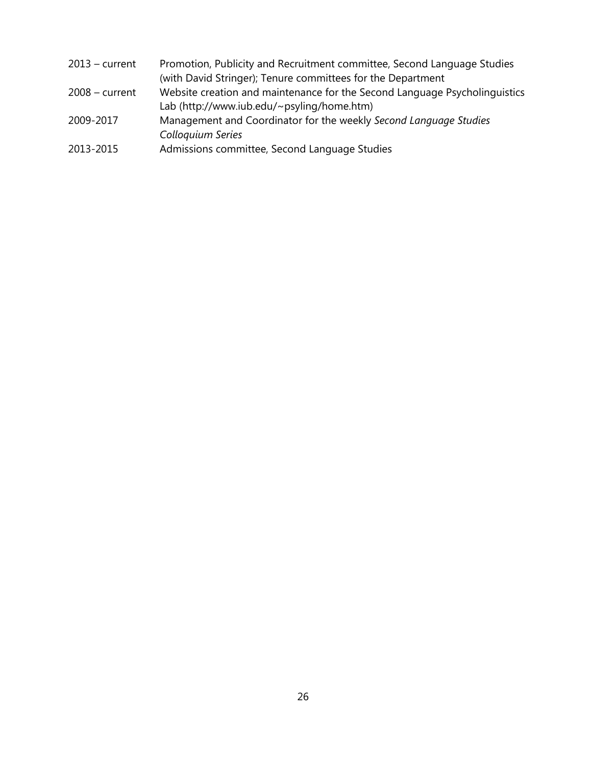| | |
|---|---|
| 2013 – current | Promotion, Publicity and Recruitment committee, Second Language Studies (with David Stringer); Tenure committees for the Department |
| 2008 – current | Website creation and maintenance for the Second Language Psycholinguistics Lab (http://www.iub.edu/~psyling/home.htm) |
| 2009-2017 | Management and Coordinator for the weekly *Second Language Studies Colloquium Series* |
| 2013-2015 | Admissions committee, Second Language Studies |